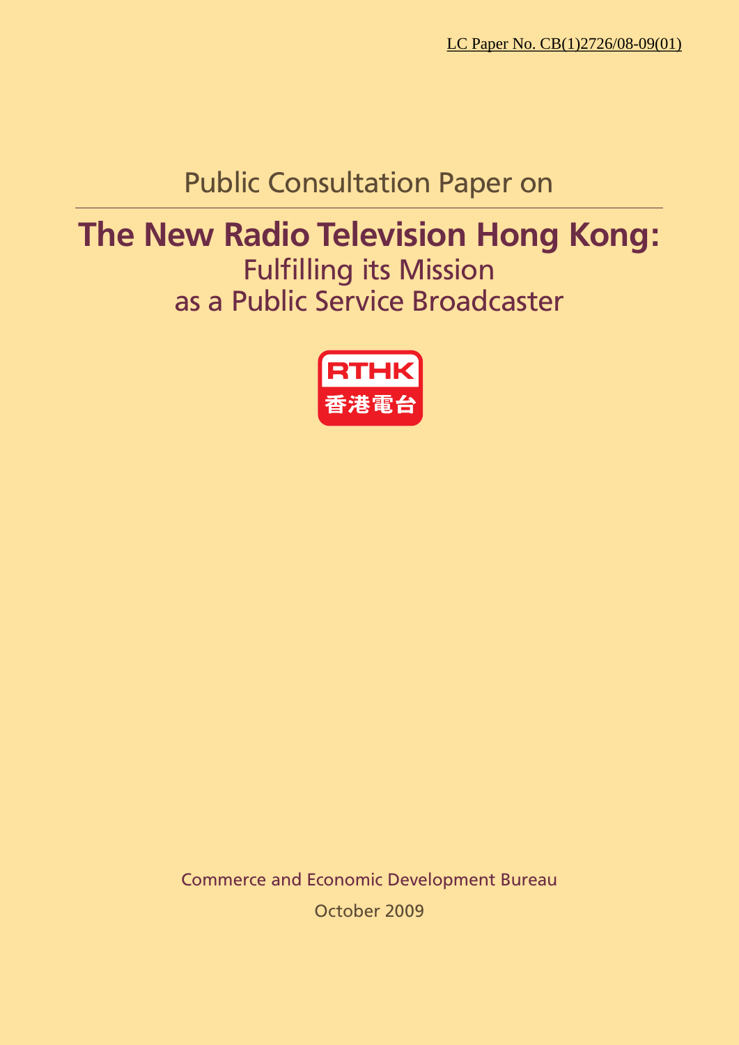LC Paper No. CB(1)2726/08-09(01)

Public Consultation Paper on

# The New Radio Television Hong Kong:

## Fulfilling its Mission as a Public Service Broadcaster

RTHK 香港電台

Commerce and Economic Development Bureau

October 2009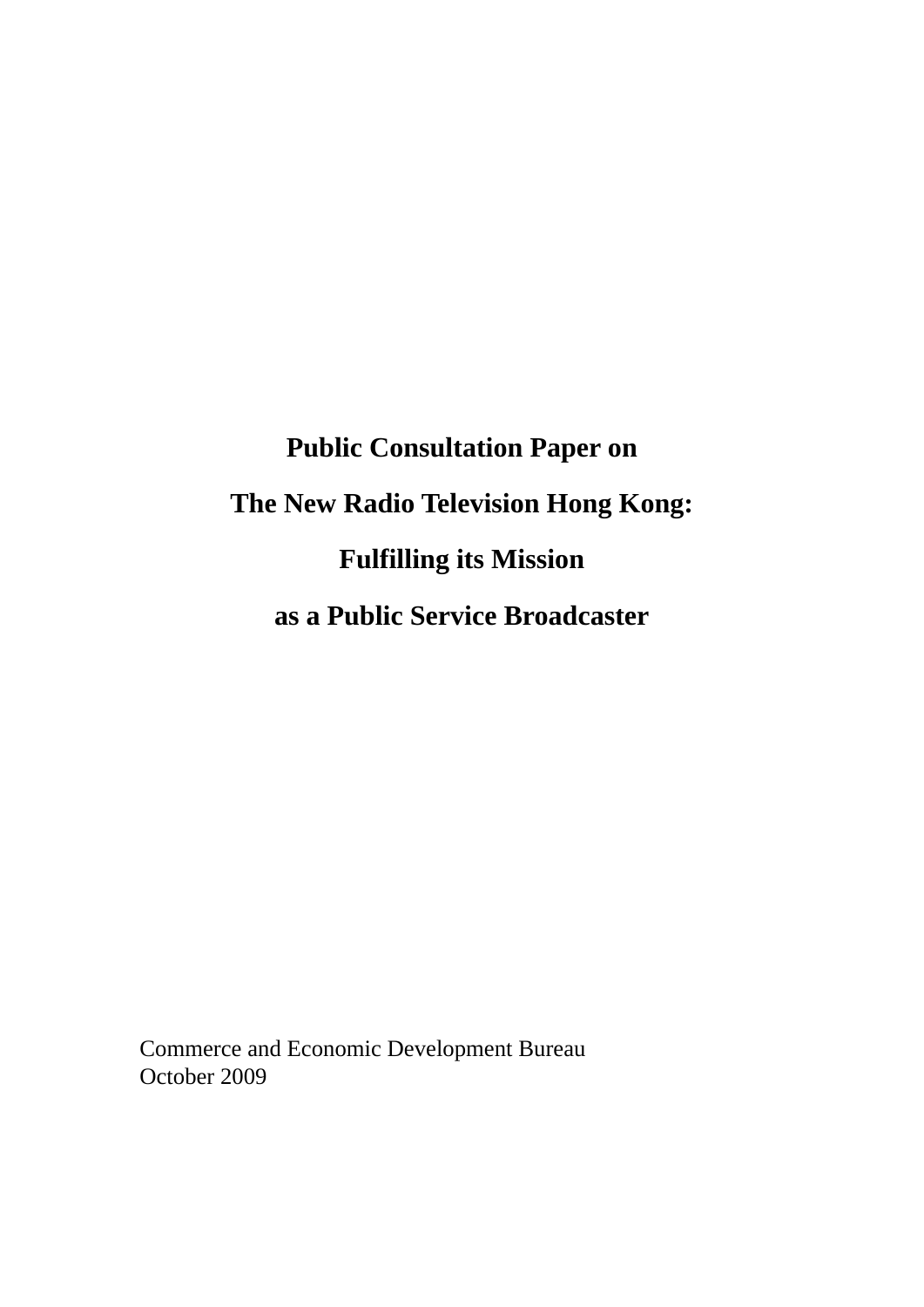# Public Consultation Paper on

# The New Radio Television Hong Kong:

# Fulfilling its Mission

# as a Public Service Broadcaster

Commerce and Economic Development Bureau
October 2009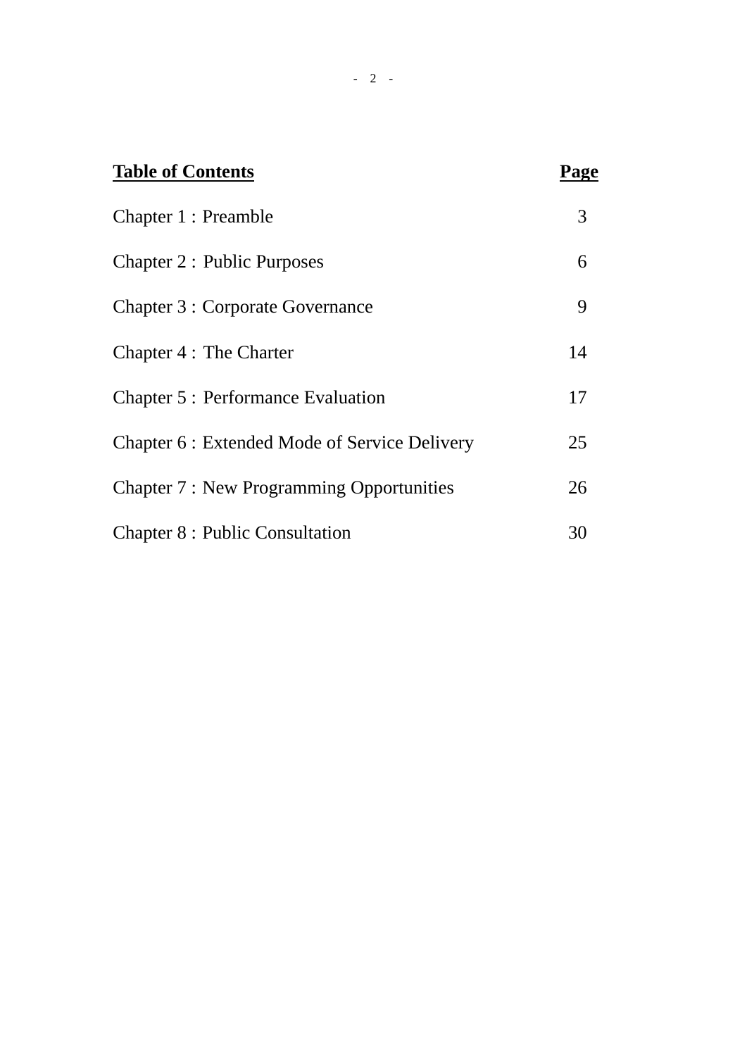| **Table of Contents** | **Page** |
|---|---|
| Chapter 1 : Preamble | 3 |
| Chapter 2 : Public Purposes | 6 |
| Chapter 3 : Corporate Governance | 9 |
| Chapter 4 : The Charter | 14 |
| Chapter 5 : Performance Evaluation | 17 |
| Chapter 6 : Extended Mode of Service Delivery | 25 |
| Chapter 7 : New Programming Opportunities | 26 |
| Chapter 8 : Public Consultation | 30 |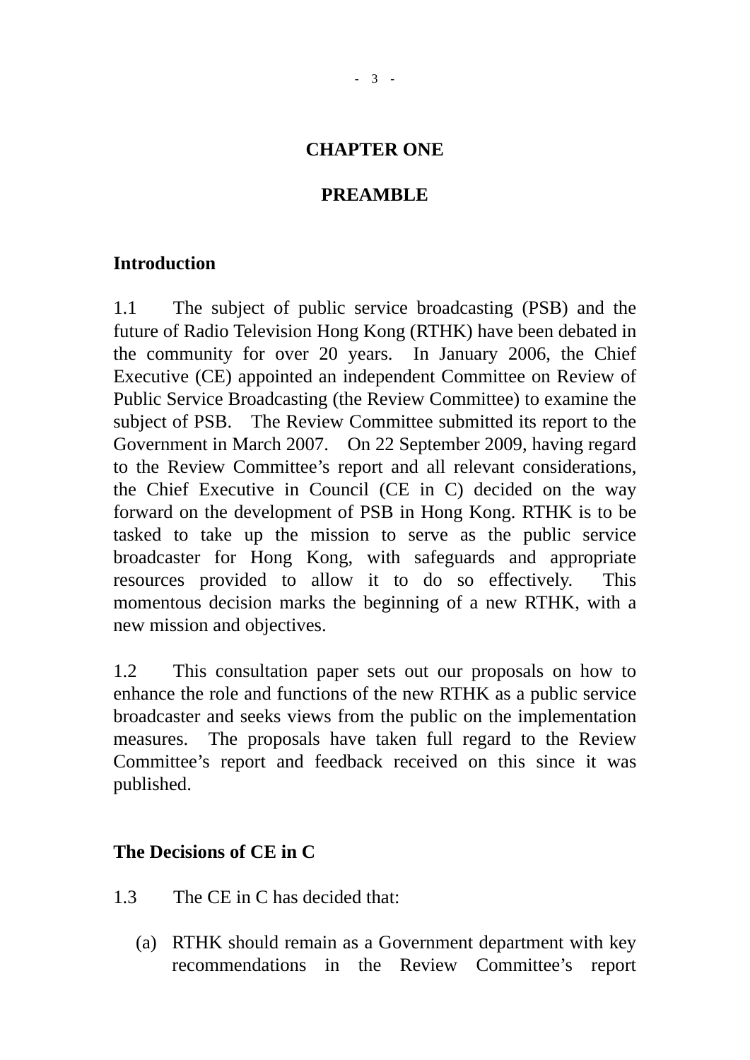# CHAPTER ONE

## PREAMBLE

### Introduction

1.1 The subject of public service broadcasting (PSB) and the future of Radio Television Hong Kong (RTHK) have been debated in the community for over 20 years. In January 2006, the Chief Executive (CE) appointed an independent Committee on Review of Public Service Broadcasting (the Review Committee) to examine the subject of PSB. The Review Committee submitted its report to the Government in March 2007. On 22 September 2009, having regard to the Review Committee's report and all relevant considerations, the Chief Executive in Council (CE in C) decided on the way forward on the development of PSB in Hong Kong. RTHK is to be tasked to take up the mission to serve as the public service broadcaster for Hong Kong, with safeguards and appropriate resources provided to allow it to do so effectively. This momentous decision marks the beginning of a new RTHK, with a new mission and objectives.

1.2 This consultation paper sets out our proposals on how to enhance the role and functions of the new RTHK as a public service broadcaster and seeks views from the public on the implementation measures. The proposals have taken full regard to the Review Committee's report and feedback received on this since it was published.

### The Decisions of CE in C

1.3 The CE in C has decided that:

(a) RTHK should remain as a Government department with key recommendations in the Review Committee's report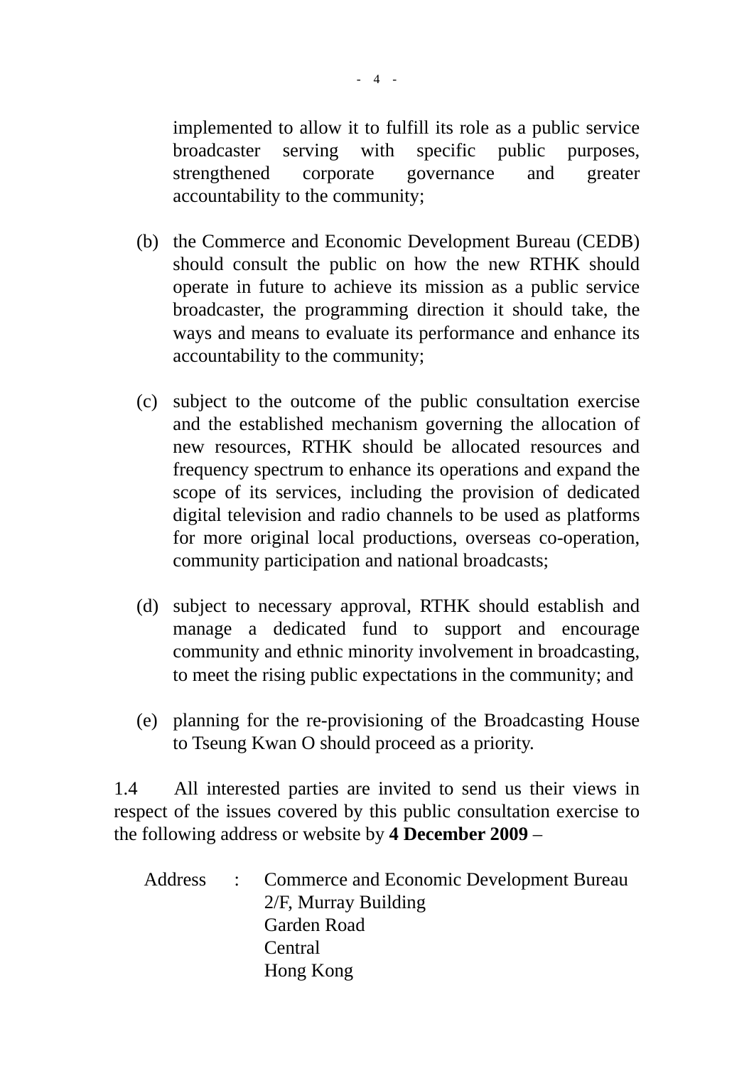implemented to allow it to fulfill its role as a public service broadcaster serving with specific public purposes, strengthened corporate governance and greater accountability to the community;

(b) the Commerce and Economic Development Bureau (CEDB) should consult the public on how the new RTHK should operate in future to achieve its mission as a public service broadcaster, the programming direction it should take, the ways and means to evaluate its performance and enhance its accountability to the community;

(c) subject to the outcome of the public consultation exercise and the established mechanism governing the allocation of new resources, RTHK should be allocated resources and frequency spectrum to enhance its operations and expand the scope of its services, including the provision of dedicated digital television and radio channels to be used as platforms for more original local productions, overseas co-operation, community participation and national broadcasts;

(d) subject to necessary approval, RTHK should establish and manage a dedicated fund to support and encourage community and ethnic minority involvement in broadcasting, to meet the rising public expectations in the community; and

(e) planning for the re-provisioning of the Broadcasting House to Tseung Kwan O should proceed as a priority.

1.4 All interested parties are invited to send us their views in respect of the issues covered by this public consultation exercise to the following address or website by **4 December 2009** –

Address : Commerce and Economic Development Bureau
2/F, Murray Building
Garden Road
Central
Hong Kong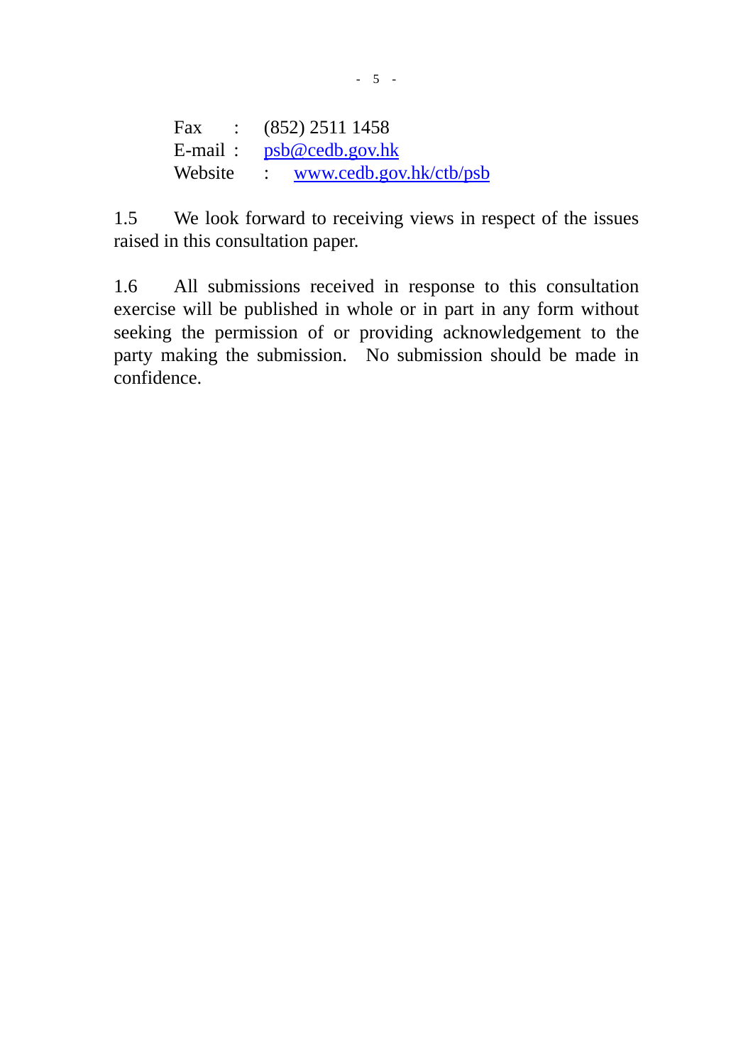Fax : (852) 2511 1458
E-mail : psb@cedb.gov.hk
Website : www.cedb.gov.hk/ctb/psb

1.5 We look forward to receiving views in respect of the issues raised in this consultation paper.

1.6 All submissions received in response to this consultation exercise will be published in whole or in part in any form without seeking the permission of or providing acknowledgement to the party making the submission. No submission should be made in confidence.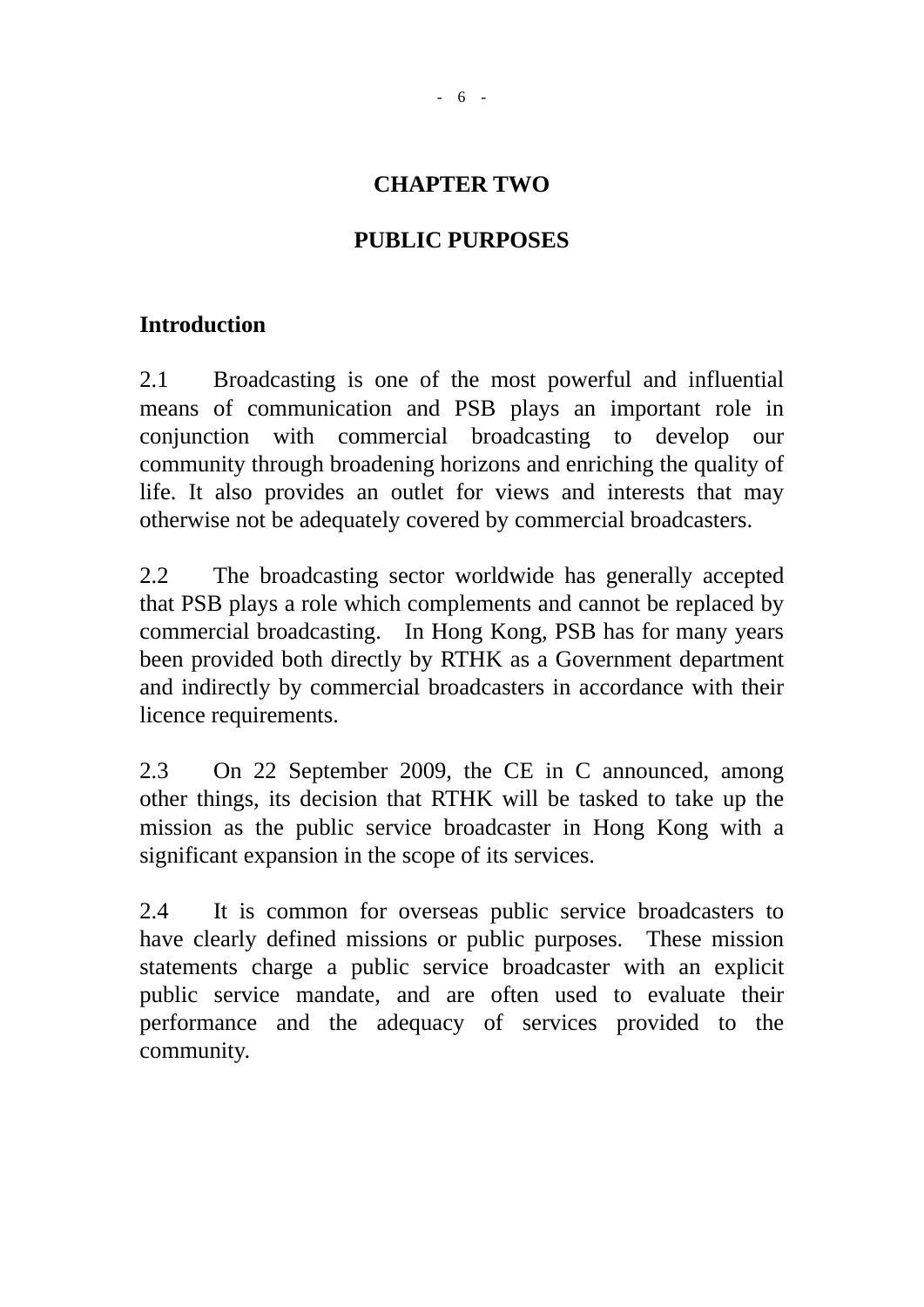# CHAPTER TWO

# PUBLIC PURPOSES

## Introduction

2.1 Broadcasting is one of the most powerful and influential means of communication and PSB plays an important role in conjunction with commercial broadcasting to develop our community through broadening horizons and enriching the quality of life. It also provides an outlet for views and interests that may otherwise not be adequately covered by commercial broadcasters.

2.2 The broadcasting sector worldwide has generally accepted that PSB plays a role which complements and cannot be replaced by commercial broadcasting. In Hong Kong, PSB has for many years been provided both directly by RTHK as a Government department and indirectly by commercial broadcasters in accordance with their licence requirements.

2.3 On 22 September 2009, the CE in C announced, among other things, its decision that RTHK will be tasked to take up the mission as the public service broadcaster in Hong Kong with a significant expansion in the scope of its services.

2.4 It is common for overseas public service broadcasters to have clearly defined missions or public purposes. These mission statements charge a public service broadcaster with an explicit public service mandate, and are often used to evaluate their performance and the adequacy of services provided to the community.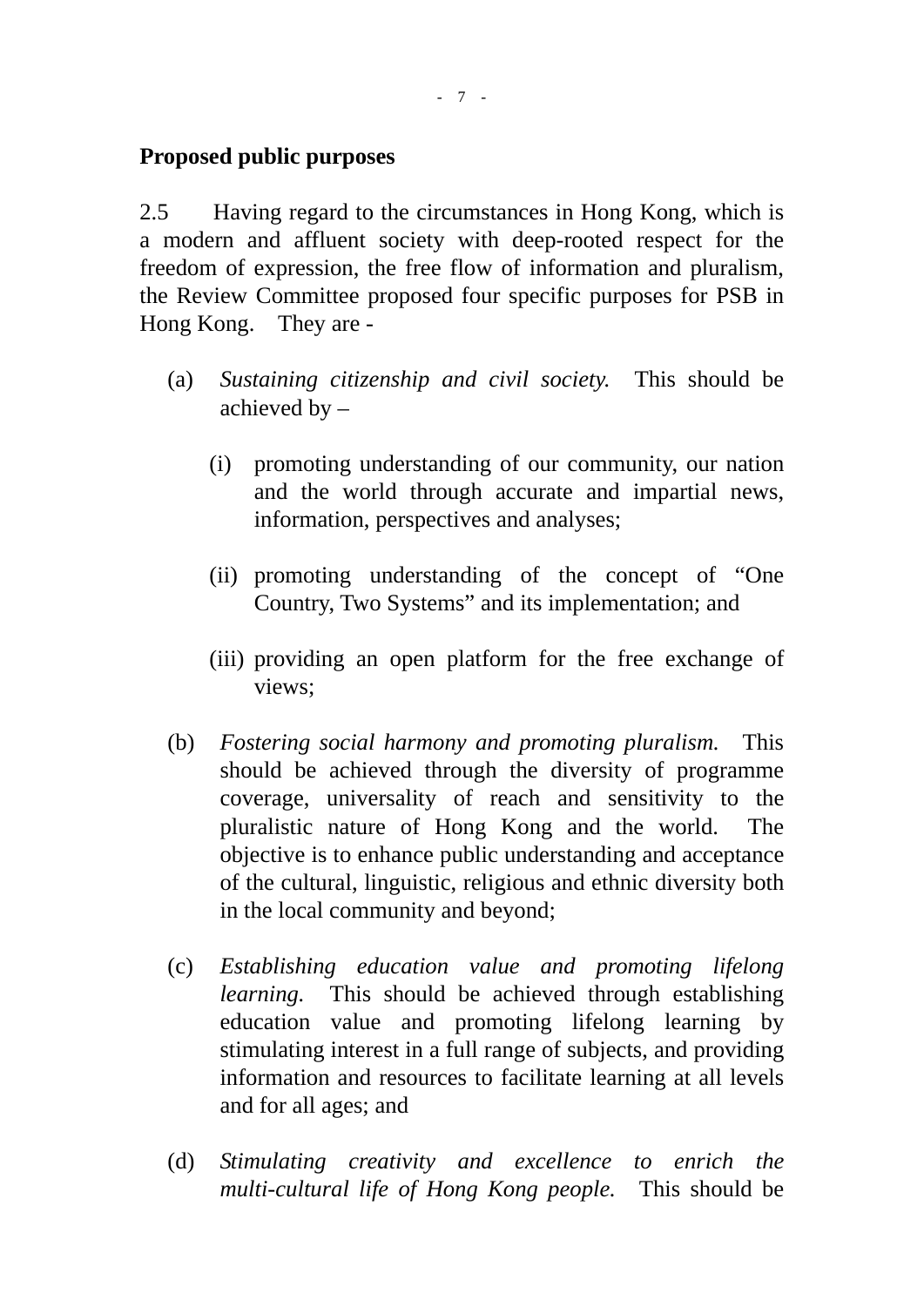**Proposed public purposes**

2.5 Having regard to the circumstances in Hong Kong, which is a modern and affluent society with deep-rooted respect for the freedom of expression, the free flow of information and pluralism, the Review Committee proposed four specific purposes for PSB in Hong Kong. They are -

(a) *Sustaining citizenship and civil society.* This should be achieved by –

 (i) promoting understanding of our community, our nation and the world through accurate and impartial news, information, perspectives and analyses;

 (ii) promoting understanding of the concept of "One Country, Two Systems" and its implementation; and

 (iii) providing an open platform for the free exchange of views;

(b) *Fostering social harmony and promoting pluralism.* This should be achieved through the diversity of programme coverage, universality of reach and sensitivity to the pluralistic nature of Hong Kong and the world. The objective is to enhance public understanding and acceptance of the cultural, linguistic, religious and ethnic diversity both in the local community and beyond;

(c) *Establishing education value and promoting lifelong learning.* This should be achieved through establishing education value and promoting lifelong learning by stimulating interest in a full range of subjects, and providing information and resources to facilitate learning at all levels and for all ages; and

(d) *Stimulating creativity and excellence to enrich the multi-cultural life of Hong Kong people.* This should be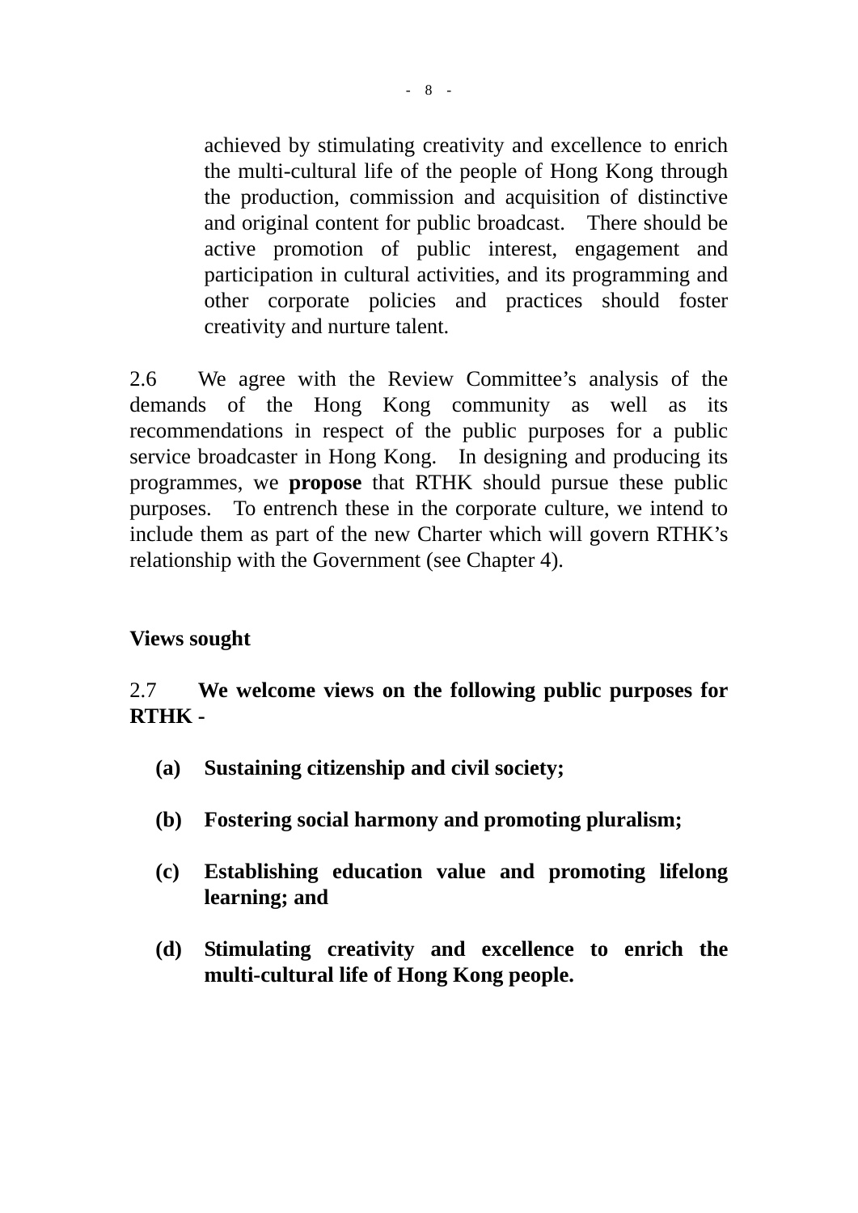achieved by stimulating creativity and excellence to enrich the multi-cultural life of the people of Hong Kong through the production, commission and acquisition of distinctive and original content for public broadcast. There should be active promotion of public interest, engagement and participation in cultural activities, and its programming and other corporate policies and practices should foster creativity and nurture talent.

2.6 We agree with the Review Committee's analysis of the demands of the Hong Kong community as well as its recommendations in respect of the public purposes for a public service broadcaster in Hong Kong. In designing and producing its programmes, we **propose** that RTHK should pursue these public purposes. To entrench these in the corporate culture, we intend to include them as part of the new Charter which will govern RTHK's relationship with the Government (see Chapter 4).

**Views sought**

2.7 **We welcome views on the following public purposes for RTHK -**

**(a) Sustaining citizenship and civil society;**

**(b) Fostering social harmony and promoting pluralism;**

**(c) Establishing education value and promoting lifelong learning; and**

**(d) Stimulating creativity and excellence to enrich the multi-cultural life of Hong Kong people.**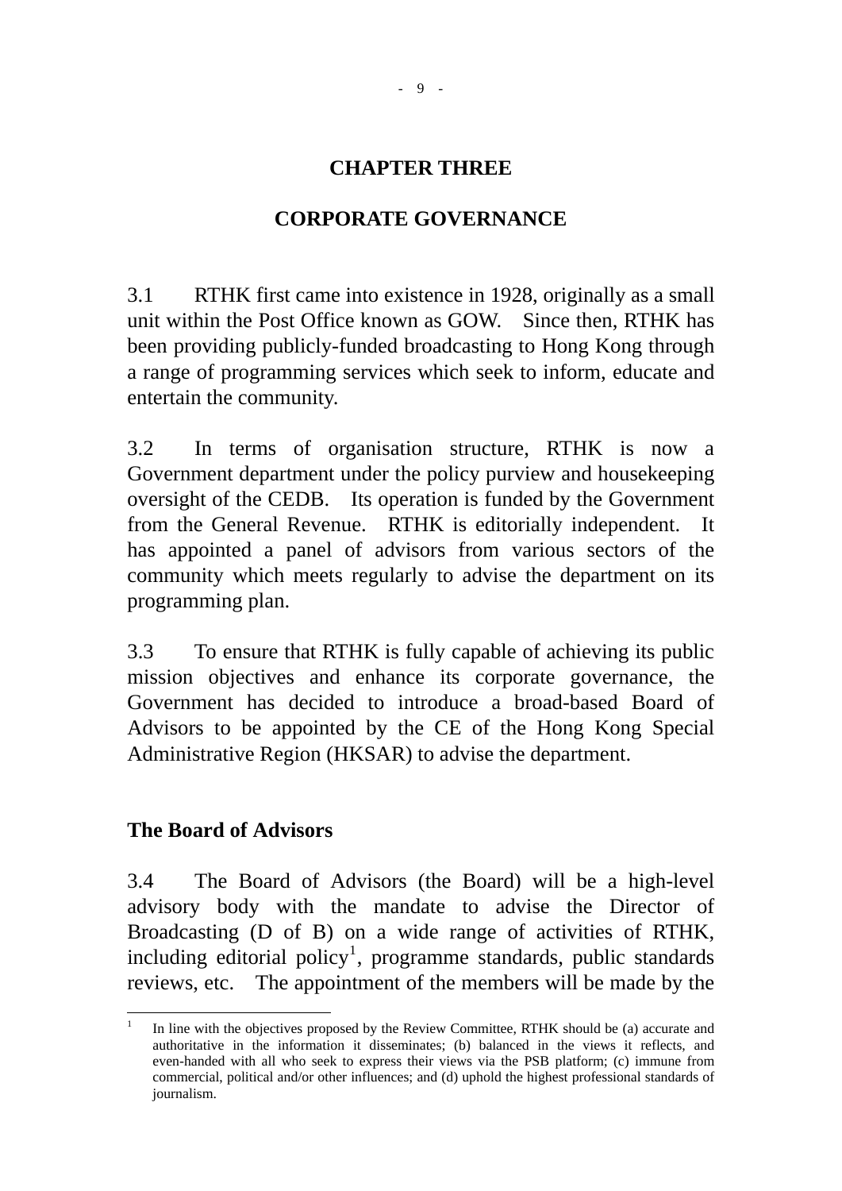# CHAPTER THREE

# CORPORATE GOVERNANCE

3.1 RTHK first came into existence in 1928, originally as a small unit within the Post Office known as GOW. Since then, RTHK has been providing publicly-funded broadcasting to Hong Kong through a range of programming services which seek to inform, educate and entertain the community.

3.2 In terms of organisation structure, RTHK is now a Government department under the policy purview and housekeeping oversight of the CEDB. Its operation is funded by the Government from the General Revenue. RTHK is editorially independent. It has appointed a panel of advisors from various sectors of the community which meets regularly to advise the department on its programming plan.

3.3 To ensure that RTHK is fully capable of achieving its public mission objectives and enhance its corporate governance, the Government has decided to introduce a broad-based Board of Advisors to be appointed by the CE of the Hong Kong Special Administrative Region (HKSAR) to advise the department.

## The Board of Advisors

3.4 The Board of Advisors (the Board) will be a high-level advisory body with the mandate to advise the Director of Broadcasting (D of B) on a wide range of activities of RTHK, including editorial policy[1], programme standards, public standards reviews, etc. The appointment of the members will be made by the

---

[1] In line with the objectives proposed by the Review Committee, RTHK should be (a) accurate and authoritative in the information it disseminates; (b) balanced in the views it reflects, and even-handed with all who seek to express their views via the PSB platform; (c) immune from commercial, political and/or other influences; and (d) uphold the highest professional standards of journalism.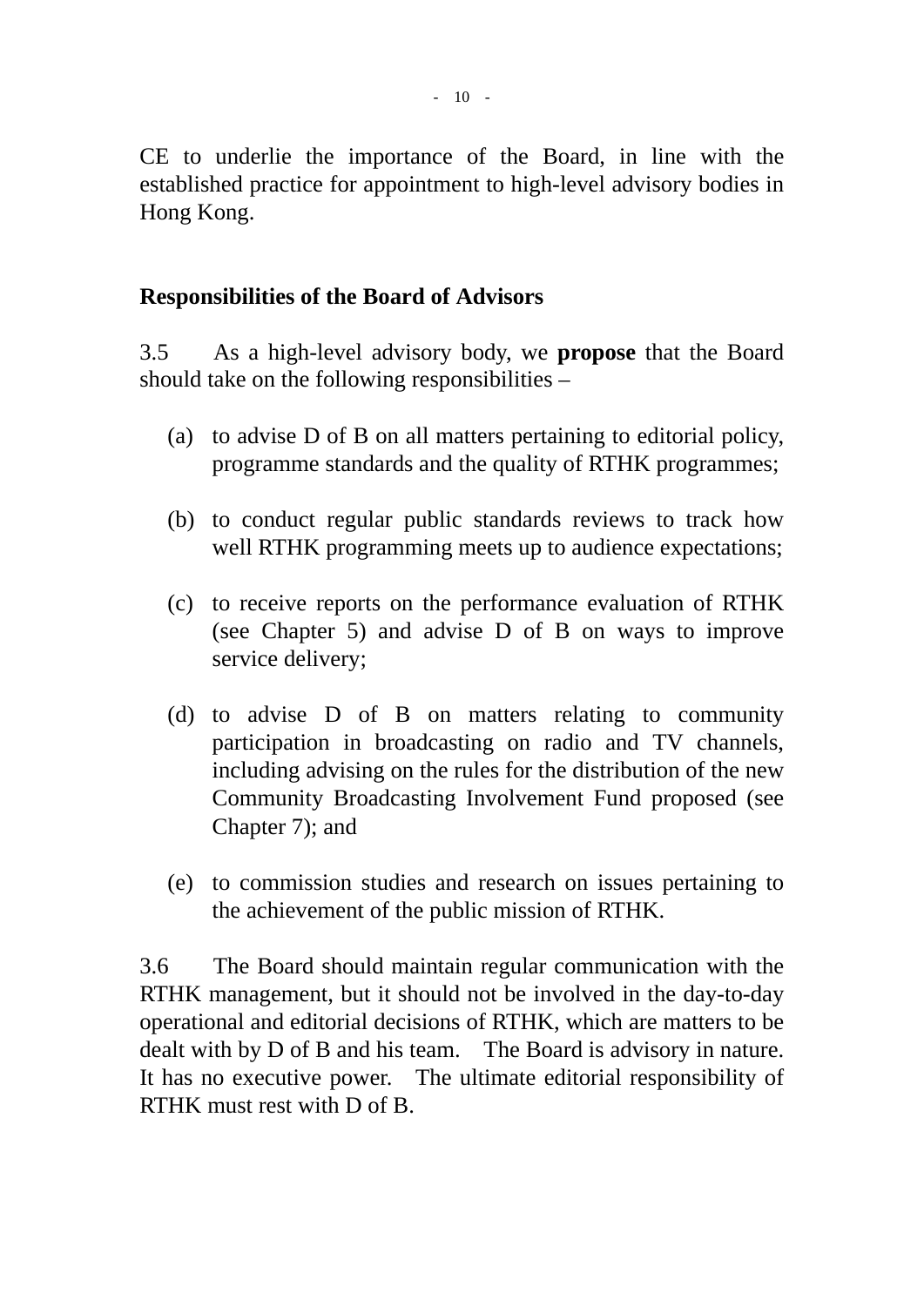CE to underlie the importance of the Board, in line with the established practice for appointment to high-level advisory bodies in Hong Kong.

**Responsibilities of the Board of Advisors**

3.5 As a high-level advisory body, we **propose** that the Board should take on the following responsibilities –

(a) to advise D of B on all matters pertaining to editorial policy, programme standards and the quality of RTHK programmes;

(b) to conduct regular public standards reviews to track how well RTHK programming meets up to audience expectations;

(c) to receive reports on the performance evaluation of RTHK (see Chapter 5) and advise D of B on ways to improve service delivery;

(d) to advise D of B on matters relating to community participation in broadcasting on radio and TV channels, including advising on the rules for the distribution of the new Community Broadcasting Involvement Fund proposed (see Chapter 7); and

(e) to commission studies and research on issues pertaining to the achievement of the public mission of RTHK.

3.6 The Board should maintain regular communication with the RTHK management, but it should not be involved in the day-to-day operational and editorial decisions of RTHK, which are matters to be dealt with by D of B and his team. The Board is advisory in nature. It has no executive power. The ultimate editorial responsibility of RTHK must rest with D of B.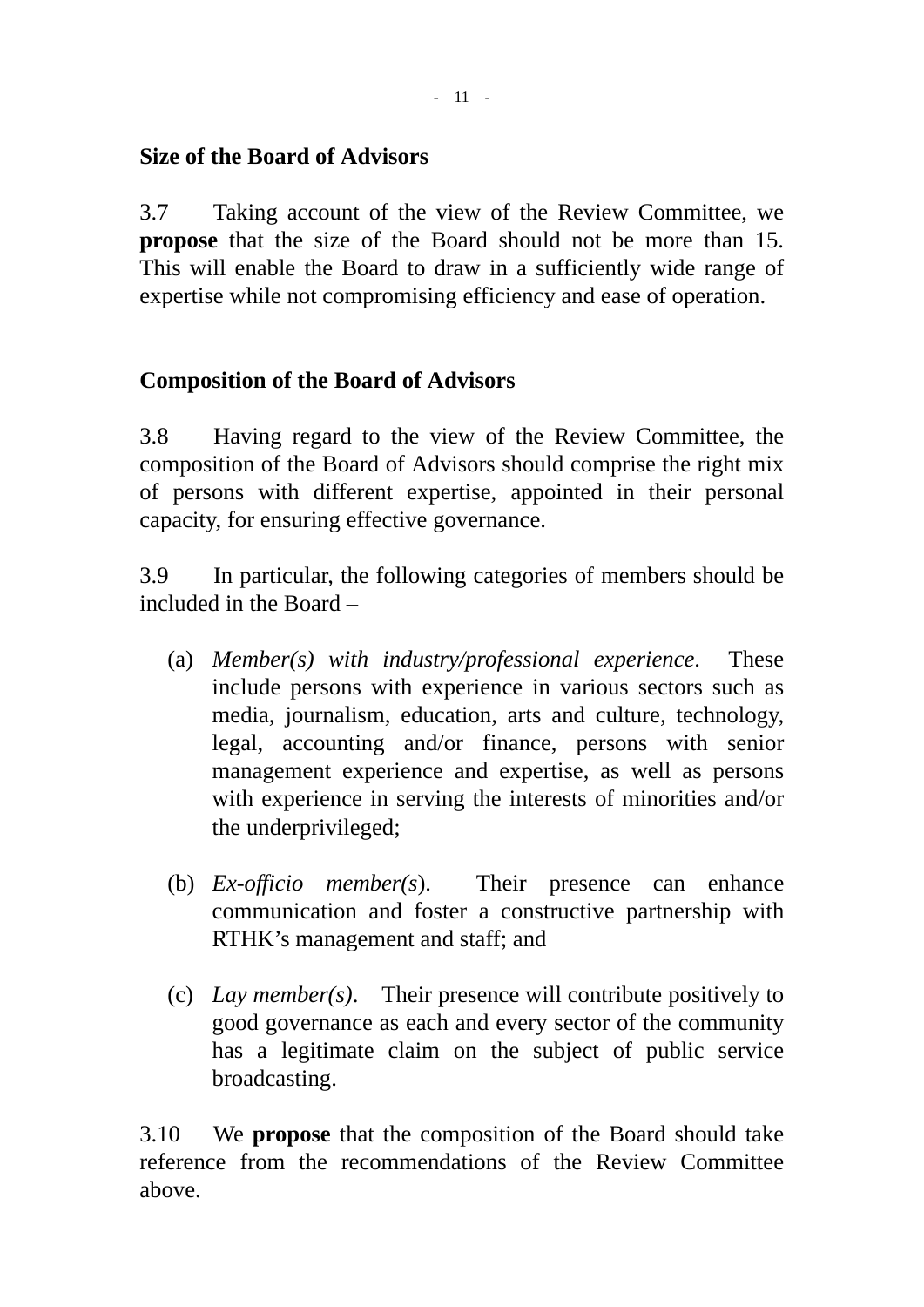**Size of the Board of Advisors**

3.7 Taking account of the view of the Review Committee, we **propose** that the size of the Board should not be more than 15. This will enable the Board to draw in a sufficiently wide range of expertise while not compromising efficiency and ease of operation.

**Composition of the Board of Advisors**

3.8 Having regard to the view of the Review Committee, the composition of the Board of Advisors should comprise the right mix of persons with different expertise, appointed in their personal capacity, for ensuring effective governance.

3.9 In particular, the following categories of members should be included in the Board –

(a) *Member(s) with industry/professional experience*. These include persons with experience in various sectors such as media, journalism, education, arts and culture, technology, legal, accounting and/or finance, persons with senior management experience and expertise, as well as persons with experience in serving the interests of minorities and/or the underprivileged;

(b) *Ex-officio member(s*). Their presence can enhance communication and foster a constructive partnership with RTHK's management and staff; and

(c) *Lay member(s)*. Their presence will contribute positively to good governance as each and every sector of the community has a legitimate claim on the subject of public service broadcasting.

3.10 We **propose** that the composition of the Board should take reference from the recommendations of the Review Committee above.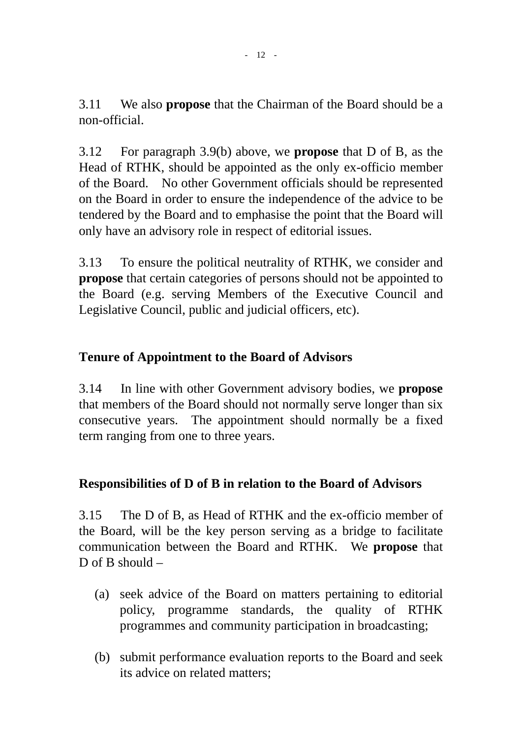3.11 We also **propose** that the Chairman of the Board should be a non-official.

3.12 For paragraph 3.9(b) above, we **propose** that D of B, as the Head of RTHK, should be appointed as the only ex-officio member of the Board. No other Government officials should be represented on the Board in order to ensure the independence of the advice to be tendered by the Board and to emphasise the point that the Board will only have an advisory role in respect of editorial issues.

3.13 To ensure the political neutrality of RTHK, we consider and **propose** that certain categories of persons should not be appointed to the Board (e.g. serving Members of the Executive Council and Legislative Council, public and judicial officers, etc).

**Tenure of Appointment to the Board of Advisors**

3.14 In line with other Government advisory bodies, we **propose** that members of the Board should not normally serve longer than six consecutive years. The appointment should normally be a fixed term ranging from one to three years.

**Responsibilities of D of B in relation to the Board of Advisors**

3.15 The D of B, as Head of RTHK and the ex-officio member of the Board, will be the key person serving as a bridge to facilitate communication between the Board and RTHK. We **propose** that D of B should –

(a) seek advice of the Board on matters pertaining to editorial policy, programme standards, the quality of RTHK programmes and community participation in broadcasting;

(b) submit performance evaluation reports to the Board and seek its advice on related matters;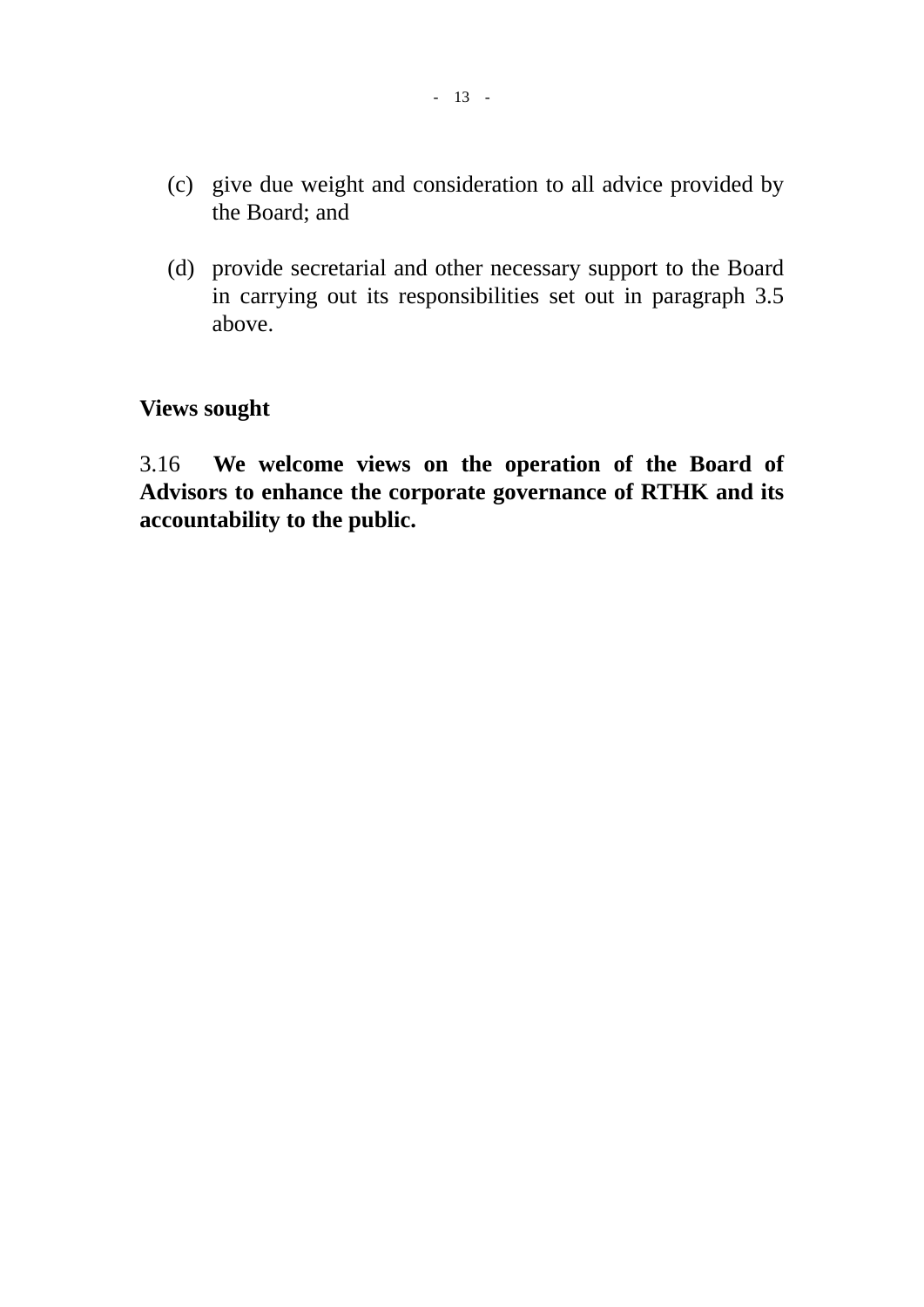(c) give due weight and consideration to all advice provided by the Board; and

(d) provide secretarial and other necessary support to the Board in carrying out its responsibilities set out in paragraph 3.5 above.

**Views sought**

3.16 **We welcome views on the operation of the Board of Advisors to enhance the corporate governance of RTHK and its accountability to the public.**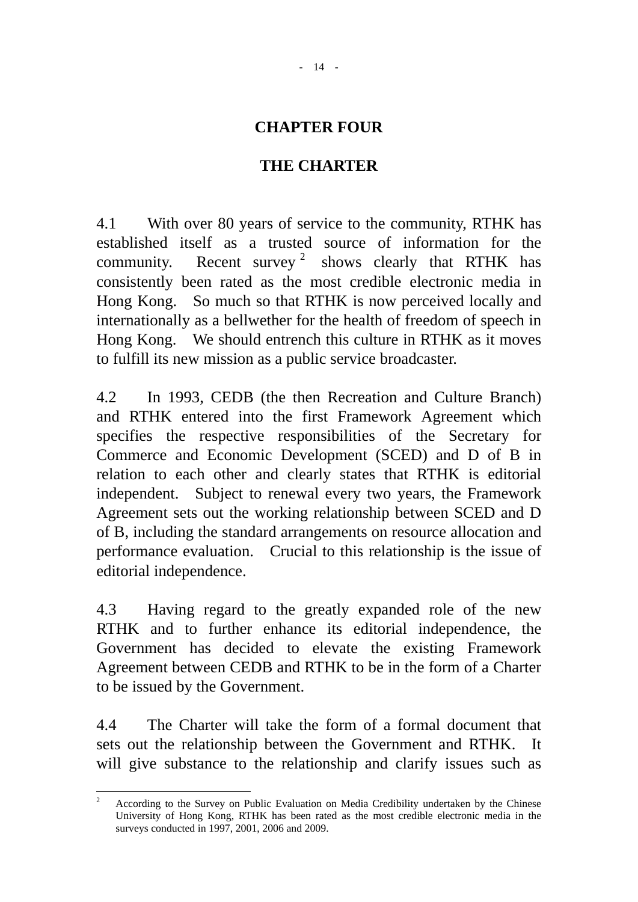# CHAPTER FOUR

# THE CHARTER

4.1 With over 80 years of service to the community, RTHK has established itself as a trusted source of information for the community. Recent survey [2] shows clearly that RTHK has consistently been rated as the most credible electronic media in Hong Kong. So much so that RTHK is now perceived locally and internationally as a bellwether for the health of freedom of speech in Hong Kong. We should entrench this culture in RTHK as it moves to fulfill its new mission as a public service broadcaster.

4.2 In 1993, CEDB (the then Recreation and Culture Branch) and RTHK entered into the first Framework Agreement which specifies the respective responsibilities of the Secretary for Commerce and Economic Development (SCED) and D of B in relation to each other and clearly states that RTHK is editorial independent. Subject to renewal every two years, the Framework Agreement sets out the working relationship between SCED and D of B, including the standard arrangements on resource allocation and performance evaluation. Crucial to this relationship is the issue of editorial independence.

4.3 Having regard to the greatly expanded role of the new RTHK and to further enhance its editorial independence, the Government has decided to elevate the existing Framework Agreement between CEDB and RTHK to be in the form of a Charter to be issued by the Government.

4.4 The Charter will take the form of a formal document that sets out the relationship between the Government and RTHK. It will give substance to the relationship and clarify issues such as

---

[2] According to the Survey on Public Evaluation on Media Credibility undertaken by the Chinese University of Hong Kong, RTHK has been rated as the most credible electronic media in the surveys conducted in 1997, 2001, 2006 and 2009.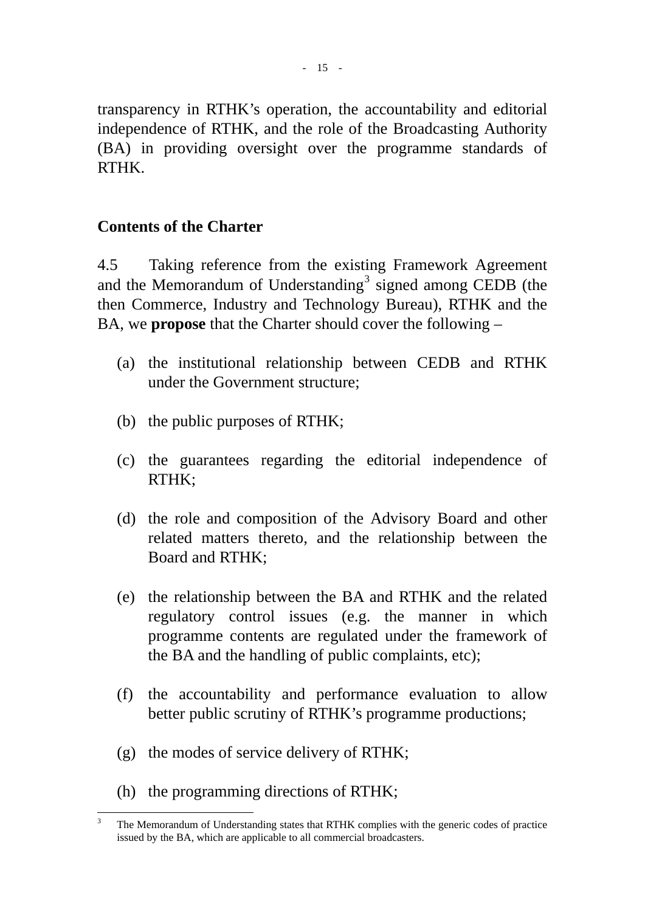transparency in RTHK's operation, the accountability and editorial independence of RTHK, and the role of the Broadcasting Authority (BA) in providing oversight over the programme standards of RTHK.

**Contents of the Charter**

4.5 Taking reference from the existing Framework Agreement and the Memorandum of Understanding[3] signed among CEDB (the then Commerce, Industry and Technology Bureau), RTHK and the BA, we **propose** that the Charter should cover the following –

(a) the institutional relationship between CEDB and RTHK under the Government structure;

(b) the public purposes of RTHK;

(c) the guarantees regarding the editorial independence of RTHK;

(d) the role and composition of the Advisory Board and other related matters thereto, and the relationship between the Board and RTHK;

(e) the relationship between the BA and RTHK and the related regulatory control issues (e.g. the manner in which programme contents are regulated under the framework of the BA and the handling of public complaints, etc);

(f) the accountability and performance evaluation to allow better public scrutiny of RTHK's programme productions;

(g) the modes of service delivery of RTHK;

(h) the programming directions of RTHK;

---

[3] The Memorandum of Understanding states that RTHK complies with the generic codes of practice issued by the BA, which are applicable to all commercial broadcasters.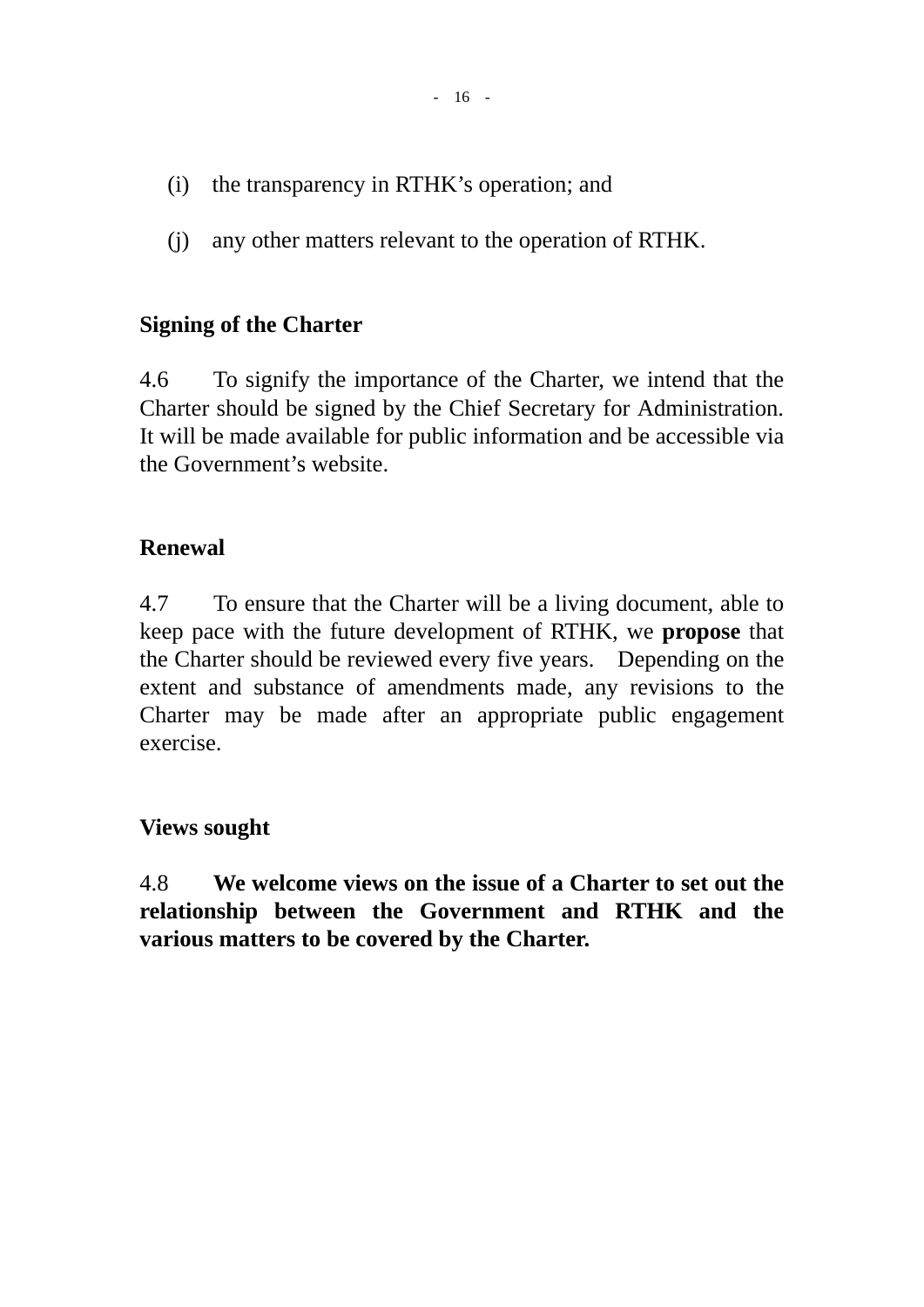(i) the transparency in RTHK's operation; and

(j) any other matters relevant to the operation of RTHK.

**Signing of the Charter**

4.6 To signify the importance of the Charter, we intend that the Charter should be signed by the Chief Secretary for Administration. It will be made available for public information and be accessible via the Government's website.

**Renewal**

4.7 To ensure that the Charter will be a living document, able to keep pace with the future development of RTHK, we **propose** that the Charter should be reviewed every five years. Depending on the extent and substance of amendments made, any revisions to the Charter may be made after an appropriate public engagement exercise.

**Views sought**

4.8 **We welcome views on the issue of a Charter to set out the relationship between the Government and RTHK and the various matters to be covered by the Charter.**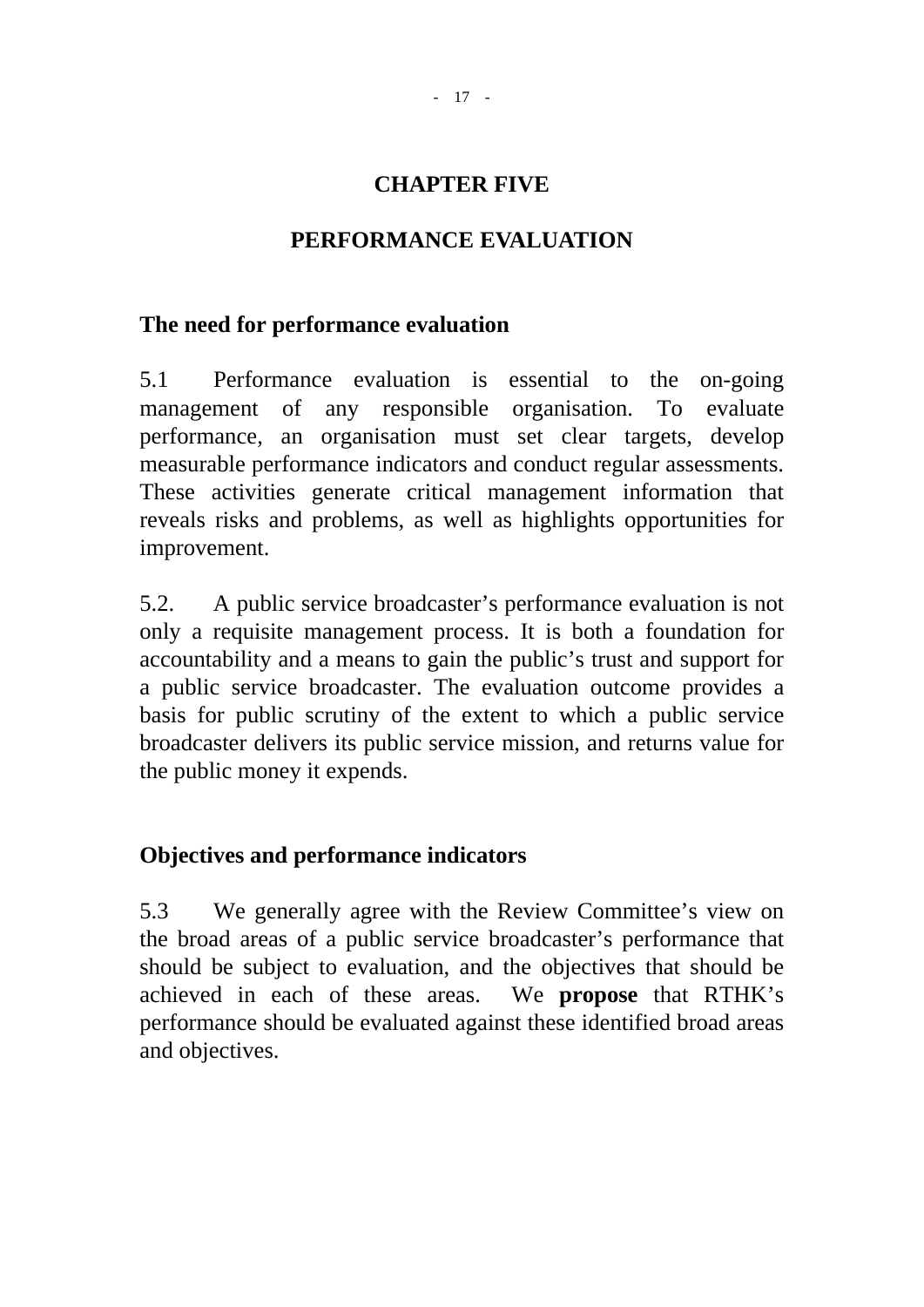# CHAPTER FIVE

# PERFORMANCE EVALUATION

## The need for performance evaluation

5.1 Performance evaluation is essential to the on-going management of any responsible organisation. To evaluate performance, an organisation must set clear targets, develop measurable performance indicators and conduct regular assessments. These activities generate critical management information that reveals risks and problems, as well as highlights opportunities for improvement.

5.2. A public service broadcaster's performance evaluation is not only a requisite management process. It is both a foundation for accountability and a means to gain the public's trust and support for a public service broadcaster. The evaluation outcome provides a basis for public scrutiny of the extent to which a public service broadcaster delivers its public service mission, and returns value for the public money it expends.

## Objectives and performance indicators

5.3 We generally agree with the Review Committee's view on the broad areas of a public service broadcaster's performance that should be subject to evaluation, and the objectives that should be achieved in each of these areas. We **propose** that RTHK's performance should be evaluated against these identified broad areas and objectives.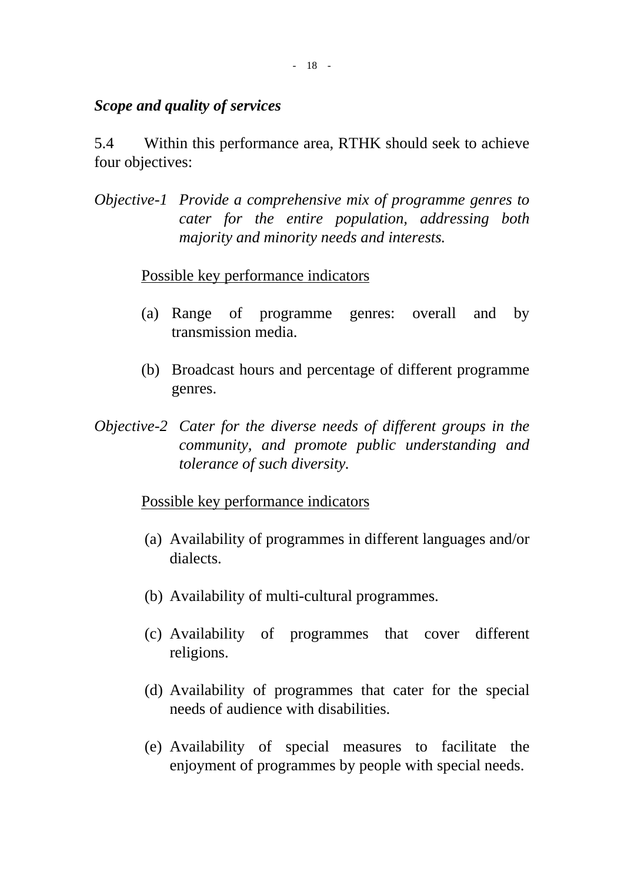***Scope and quality of services***

5.4 Within this performance area, RTHK should seek to achieve four objectives:

*Objective-1 Provide a comprehensive mix of programme genres to cater for the entire population, addressing both majority and minority needs and interests.*

Possible key performance indicators

(a) Range of programme genres: overall and by transmission media.

(b) Broadcast hours and percentage of different programme genres.

*Objective-2 Cater for the diverse needs of different groups in the community, and promote public understanding and tolerance of such diversity.*

Possible key performance indicators

(a) Availability of programmes in different languages and/or dialects.

(b) Availability of multi-cultural programmes.

(c) Availability of programmes that cover different religions.

(d) Availability of programmes that cater for the special needs of audience with disabilities.

(e) Availability of special measures to facilitate the enjoyment of programmes by people with special needs.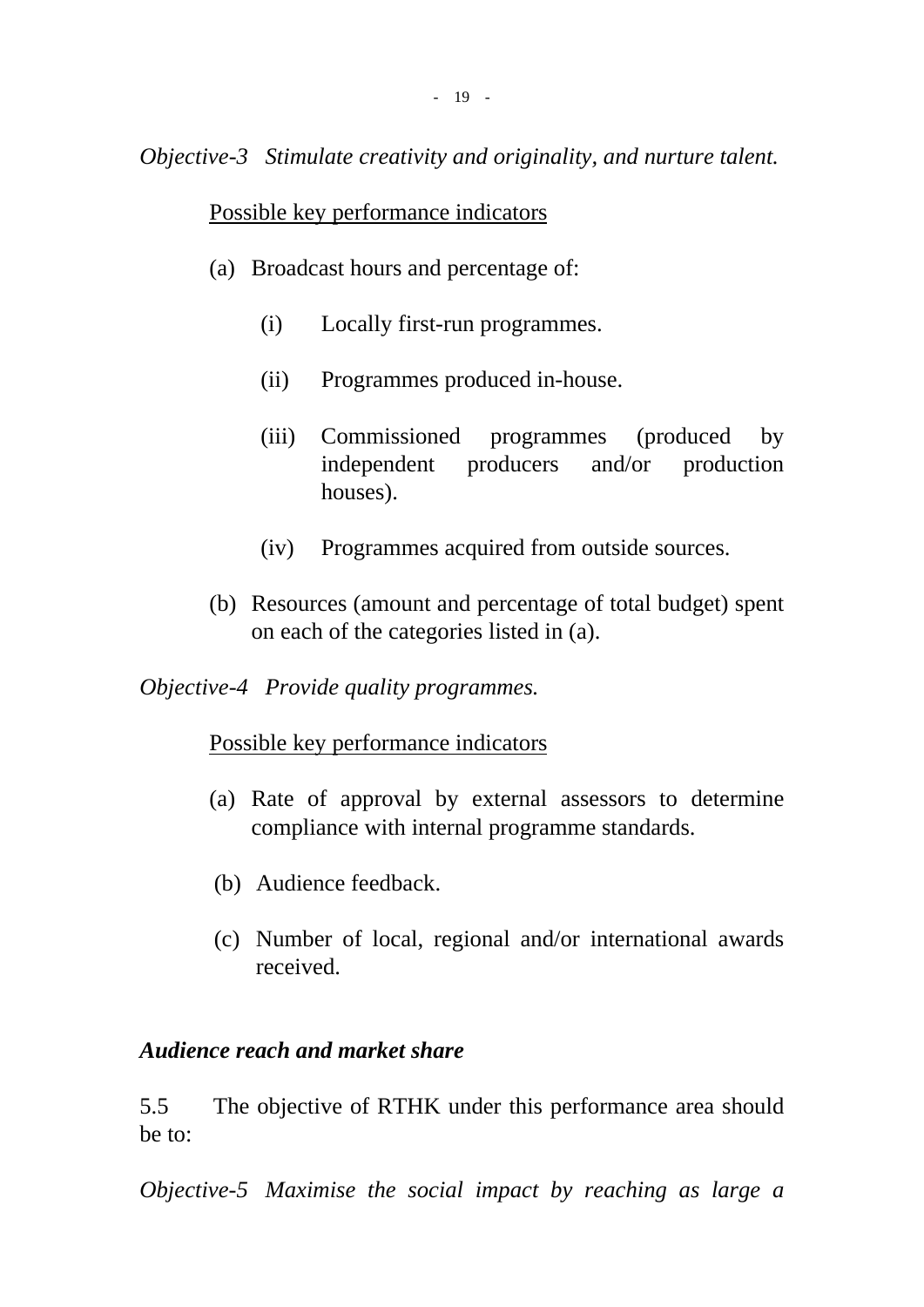*Objective-3 Stimulate creativity and originality, and nurture talent.*

Possible key performance indicators

(a) Broadcast hours and percentage of:

(i) Locally first-run programmes.

(ii) Programmes produced in-house.

(iii) Commissioned programmes (produced by independent producers and/or production houses).

(iv) Programmes acquired from outside sources.

(b) Resources (amount and percentage of total budget) spent on each of the categories listed in (a).

*Objective-4 Provide quality programmes.*

Possible key performance indicators

(a) Rate of approval by external assessors to determine compliance with internal programme standards.

(b) Audience feedback.

(c) Number of local, regional and/or international awards received.

***Audience reach and market share***

5.5 The objective of RTHK under this performance area should be to:

*Objective-5 Maximise the social impact by reaching as large a*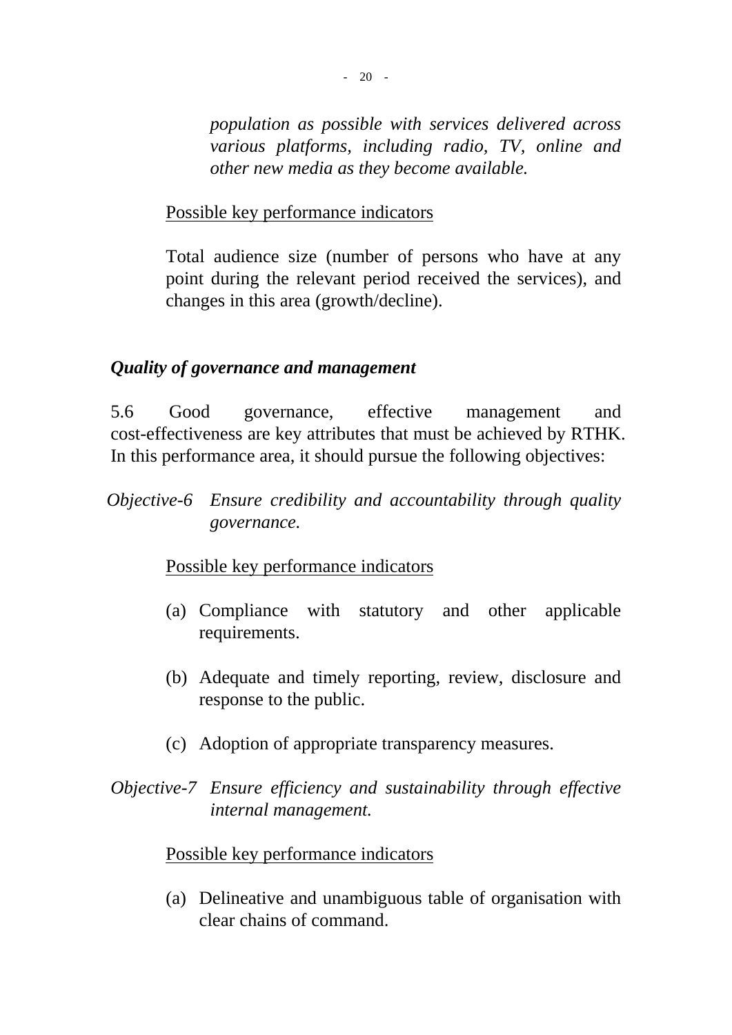*population as possible with services delivered across various platforms, including radio, TV, online and other new media as they become available.*

Possible key performance indicators

Total audience size (number of persons who have at any point during the relevant period received the services), and changes in this area (growth/decline).

***Quality of governance and management***

5.6 Good governance, effective management and cost-effectiveness are key attributes that must be achieved by RTHK. In this performance area, it should pursue the following objectives:

*Objective-6 Ensure credibility and accountability through quality governance.*

Possible key performance indicators

(a) Compliance with statutory and other applicable requirements.

(b) Adequate and timely reporting, review, disclosure and response to the public.

(c) Adoption of appropriate transparency measures.

*Objective-7 Ensure efficiency and sustainability through effective internal management.*

Possible key performance indicators

(a) Delineative and unambiguous table of organisation with clear chains of command.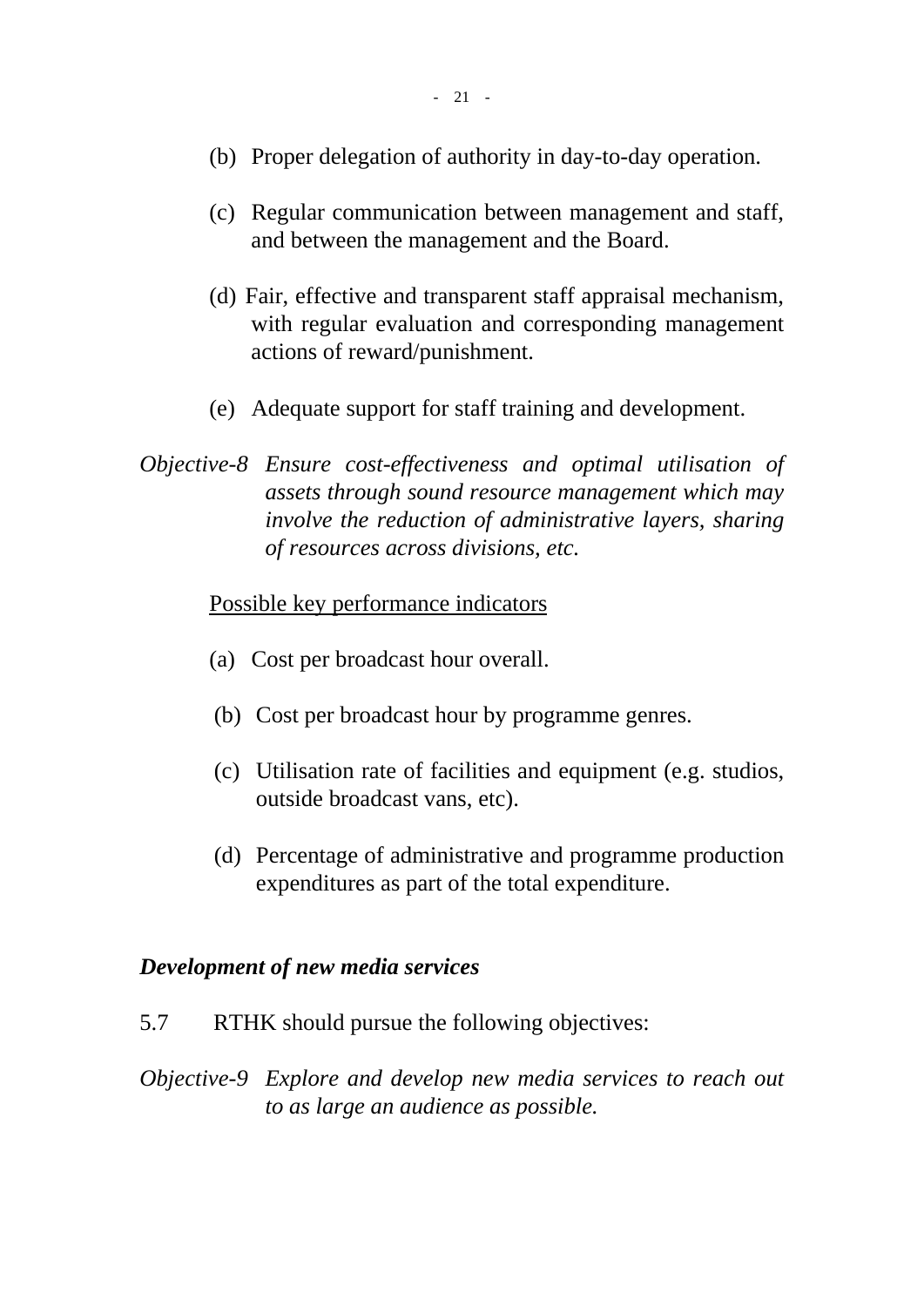(b) Proper delegation of authority in day-to-day operation.

(c) Regular communication between management and staff, and between the management and the Board.

(d) Fair, effective and transparent staff appraisal mechanism, with regular evaluation and corresponding management actions of reward/punishment.

(e) Adequate support for staff training and development.

*Objective-8 Ensure cost-effectiveness and optimal utilisation of assets through sound resource management which may involve the reduction of administrative layers, sharing of resources across divisions, etc.*

Possible key performance indicators

(a) Cost per broadcast hour overall.

(b) Cost per broadcast hour by programme genres.

(c) Utilisation rate of facilities and equipment (e.g. studios, outside broadcast vans, etc).

(d) Percentage of administrative and programme production expenditures as part of the total expenditure.

***Development of new media services***

5.7 RTHK should pursue the following objectives:

*Objective-9 Explore and develop new media services to reach out to as large an audience as possible.*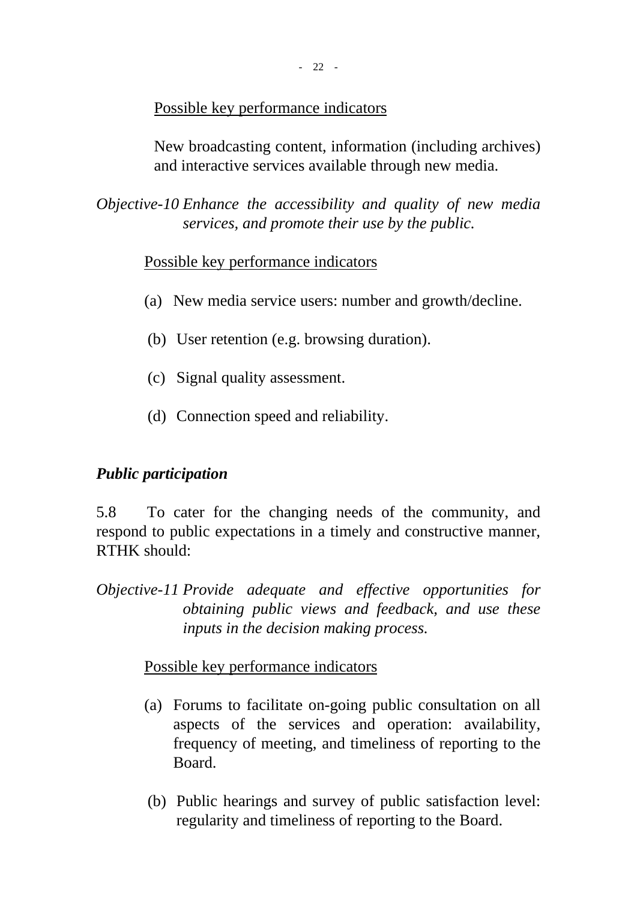Possible key performance indicators

New broadcasting content, information (including archives) and interactive services available through new media.

*Objective-10 Enhance the accessibility and quality of new media services, and promote their use by the public.*

Possible key performance indicators

(a) New media service users: number and growth/decline.

(b) User retention (e.g. browsing duration).

(c) Signal quality assessment.

(d) Connection speed and reliability.

***Public participation***

5.8 To cater for the changing needs of the community, and respond to public expectations in a timely and constructive manner, RTHK should:

*Objective-11 Provide adequate and effective opportunities for obtaining public views and feedback, and use these inputs in the decision making process.*

Possible key performance indicators

(a) Forums to facilitate on-going public consultation on all aspects of the services and operation: availability, frequency of meeting, and timeliness of reporting to the Board.

(b) Public hearings and survey of public satisfaction level: regularity and timeliness of reporting to the Board.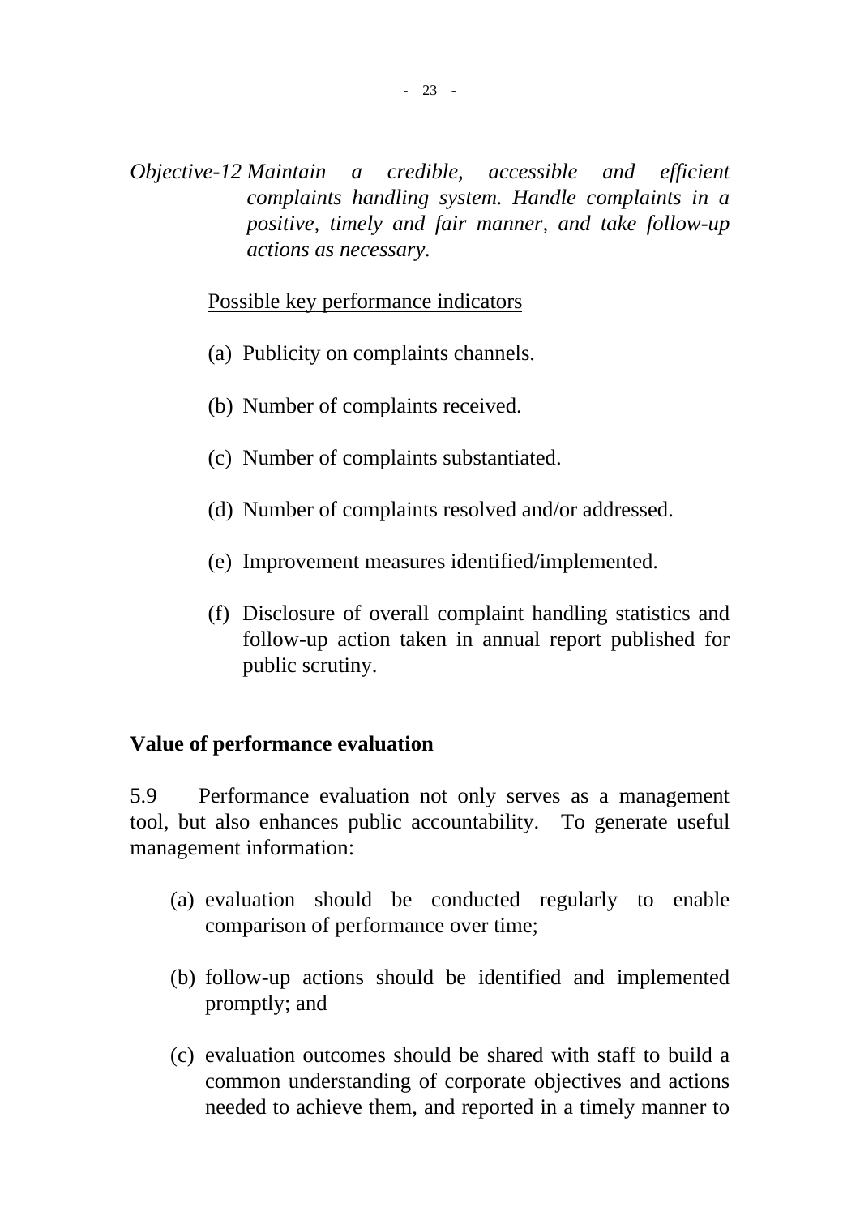*Objective-12 Maintain a credible, accessible and efficient complaints handling system. Handle complaints in a positive, timely and fair manner, and take follow-up actions as necessary.*

Possible key performance indicators

(a) Publicity on complaints channels.

(b) Number of complaints received.

(c) Number of complaints substantiated.

(d) Number of complaints resolved and/or addressed.

(e) Improvement measures identified/implemented.

(f) Disclosure of overall complaint handling statistics and follow-up action taken in annual report published for public scrutiny.

**Value of performance evaluation**

5.9 Performance evaluation not only serves as a management tool, but also enhances public accountability. To generate useful management information:

(a) evaluation should be conducted regularly to enable comparison of performance over time;

(b) follow-up actions should be identified and implemented promptly; and

(c) evaluation outcomes should be shared with staff to build a common understanding of corporate objectives and actions needed to achieve them, and reported in a timely manner to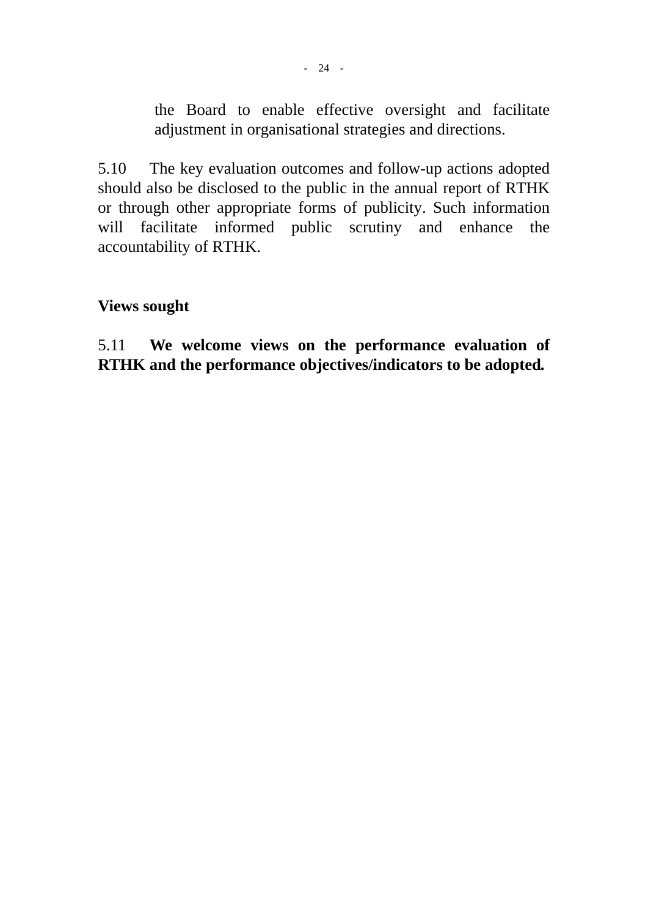the Board to enable effective oversight and facilitate adjustment in organisational strategies and directions.

5.10 The key evaluation outcomes and follow-up actions adopted should also be disclosed to the public in the annual report of RTHK or through other appropriate forms of publicity. Such information will facilitate informed public scrutiny and enhance the accountability of RTHK.

**Views sought**

5.11 **We welcome views on the performance evaluation of RTHK and the performance objectives/indicators to be adopted.**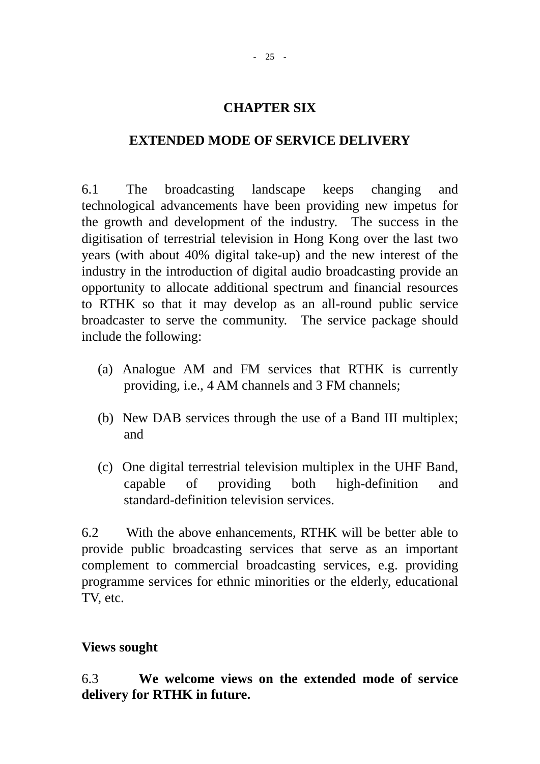# CHAPTER SIX

## EXTENDED MODE OF SERVICE DELIVERY

6.1 The broadcasting landscape keeps changing and technological advancements have been providing new impetus for the growth and development of the industry. The success in the digitisation of terrestrial television in Hong Kong over the last two years (with about 40% digital take-up) and the new interest of the industry in the introduction of digital audio broadcasting provide an opportunity to allocate additional spectrum and financial resources to RTHK so that it may develop as an all-round public service broadcaster to serve the community. The service package should include the following:

(a) Analogue AM and FM services that RTHK is currently providing, i.e., 4 AM channels and 3 FM channels;

(b) New DAB services through the use of a Band III multiplex; and

(c) One digital terrestrial television multiplex in the UHF Band, capable of providing both high-definition and standard-definition television services.

6.2 With the above enhancements, RTHK will be better able to provide public broadcasting services that serve as an important complement to commercial broadcasting services, e.g. providing programme services for ethnic minorities or the elderly, educational TV, etc.

### Views sought

6.3 **We welcome views on the extended mode of service delivery for RTHK in future.**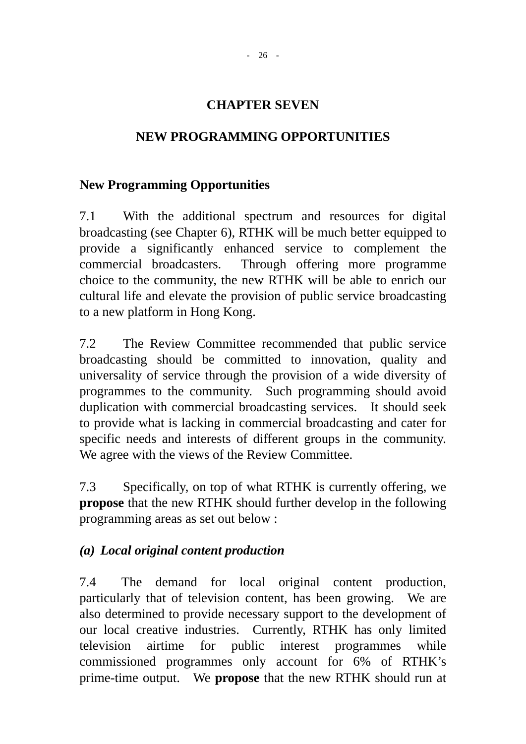# CHAPTER SEVEN

# NEW PROGRAMMING OPPORTUNITIES

## New Programming Opportunities

7.1 With the additional spectrum and resources for digital broadcasting (see Chapter 6), RTHK will be much better equipped to provide a significantly enhanced service to complement the commercial broadcasters. Through offering more programme choice to the community, the new RTHK will be able to enrich our cultural life and elevate the provision of public service broadcasting to a new platform in Hong Kong.

7.2 The Review Committee recommended that public service broadcasting should be committed to innovation, quality and universality of service through the provision of a wide diversity of programmes to the community. Such programming should avoid duplication with commercial broadcasting services. It should seek to provide what is lacking in commercial broadcasting and cater for specific needs and interests of different groups in the community. We agree with the views of the Review Committee.

7.3 Specifically, on top of what RTHK is currently offering, we **propose** that the new RTHK should further develop in the following programming areas as set out below :

### *(a) Local original content production*

7.4 The demand for local original content production, particularly that of television content, has been growing. We are also determined to provide necessary support to the development of our local creative industries. Currently, RTHK has only limited television airtime for public interest programmes while commissioned programmes only account for 6% of RTHK's prime-time output. We **propose** that the new RTHK should run at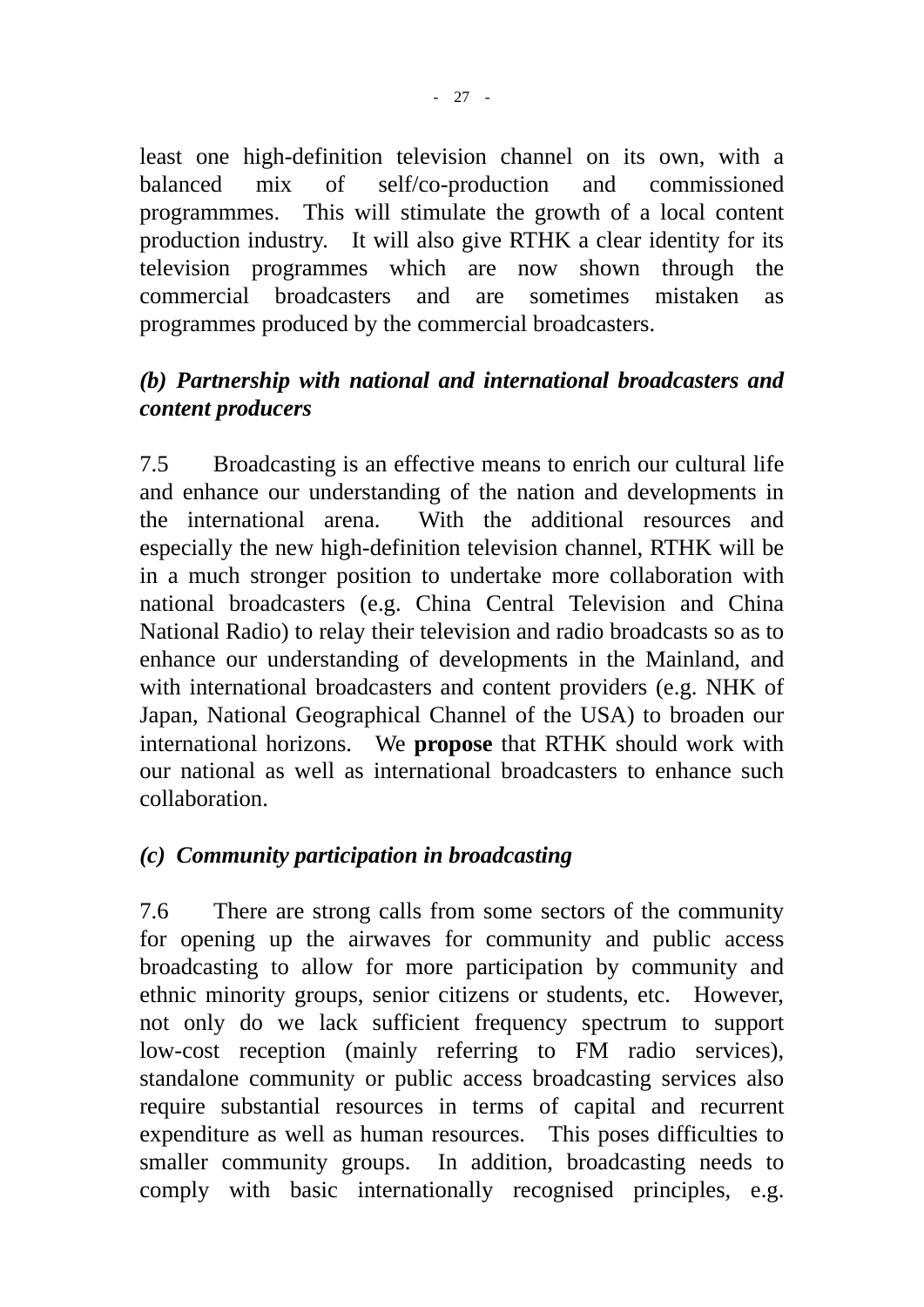least one high-definition television channel on its own, with a balanced mix of self/co-production and commissioned programmmes. This will stimulate the growth of a local content production industry. It will also give RTHK a clear identity for its television programmes which are now shown through the commercial broadcasters and are sometimes mistaken as programmes produced by the commercial broadcasters.

***(b) Partnership with national and international broadcasters and content producers***

7.5 Broadcasting is an effective means to enrich our cultural life and enhance our understanding of the nation and developments in the international arena. With the additional resources and especially the new high-definition television channel, RTHK will be in a much stronger position to undertake more collaboration with national broadcasters (e.g. China Central Television and China National Radio) to relay their television and radio broadcasts so as to enhance our understanding of developments in the Mainland, and with international broadcasters and content providers (e.g. NHK of Japan, National Geographical Channel of the USA) to broaden our international horizons. We **propose** that RTHK should work with our national as well as international broadcasters to enhance such collaboration.

***(c) Community participation in broadcasting***

7.6 There are strong calls from some sectors of the community for opening up the airwaves for community and public access broadcasting to allow for more participation by community and ethnic minority groups, senior citizens or students, etc. However, not only do we lack sufficient frequency spectrum to support low-cost reception (mainly referring to FM radio services), standalone community or public access broadcasting services also require substantial resources in terms of capital and recurrent expenditure as well as human resources. This poses difficulties to smaller community groups. In addition, broadcasting needs to comply with basic internationally recognised principles, e.g.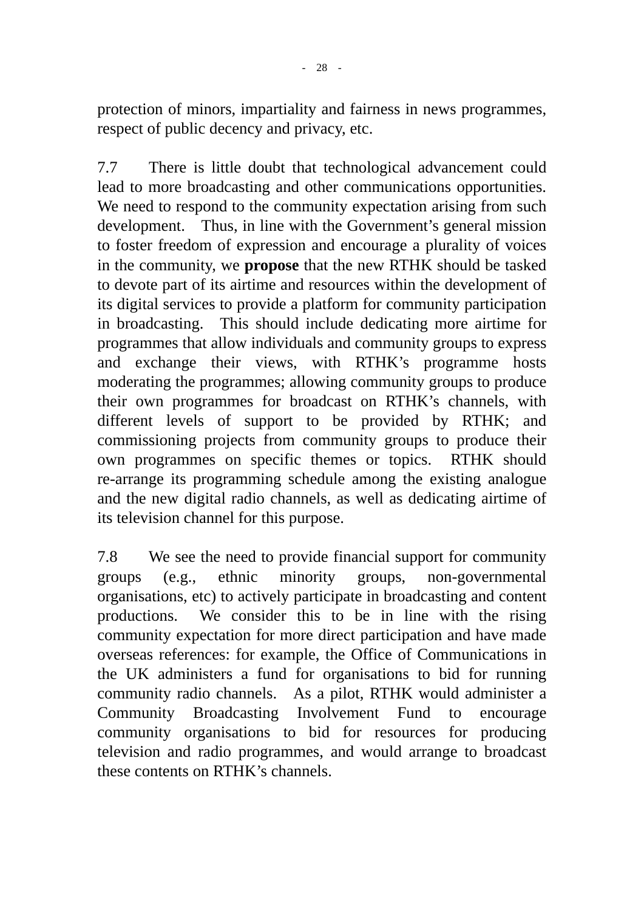protection of minors, impartiality and fairness in news programmes, respect of public decency and privacy, etc.

7.7 There is little doubt that technological advancement could lead to more broadcasting and other communications opportunities. We need to respond to the community expectation arising from such development. Thus, in line with the Government's general mission to foster freedom of expression and encourage a plurality of voices in the community, we **propose** that the new RTHK should be tasked to devote part of its airtime and resources within the development of its digital services to provide a platform for community participation in broadcasting. This should include dedicating more airtime for programmes that allow individuals and community groups to express and exchange their views, with RTHK's programme hosts moderating the programmes; allowing community groups to produce their own programmes for broadcast on RTHK's channels, with different levels of support to be provided by RTHK; and commissioning projects from community groups to produce their own programmes on specific themes or topics. RTHK should re-arrange its programming schedule among the existing analogue and the new digital radio channels, as well as dedicating airtime of its television channel for this purpose.

7.8 We see the need to provide financial support for community groups (e.g., ethnic minority groups, non-governmental organisations, etc) to actively participate in broadcasting and content productions. We consider this to be in line with the rising community expectation for more direct participation and have made overseas references: for example, the Office of Communications in the UK administers a fund for organisations to bid for running community radio channels. As a pilot, RTHK would administer a Community Broadcasting Involvement Fund to encourage community organisations to bid for resources for producing television and radio programmes, and would arrange to broadcast these contents on RTHK's channels.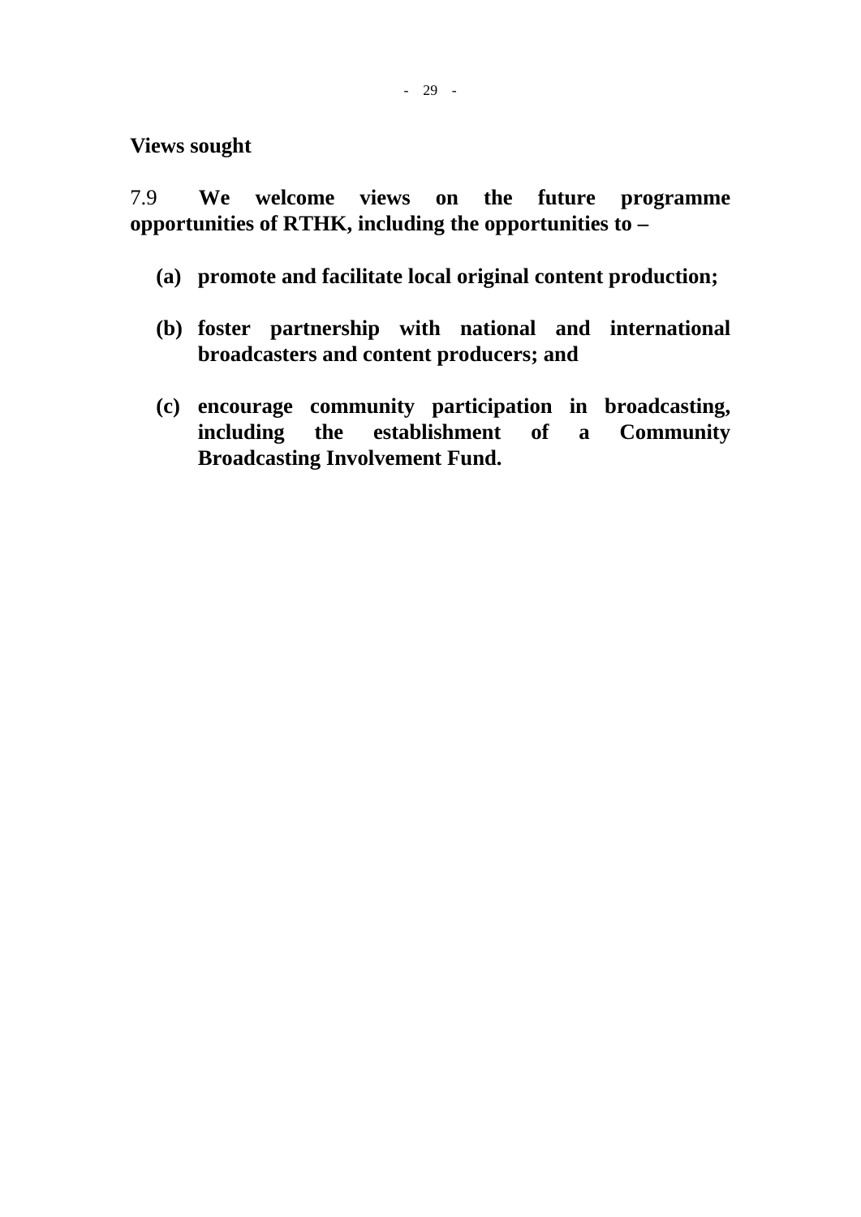**Views sought**

7.9 **We welcome views on the future programme opportunities of RTHK, including the opportunities to –**

**(a) promote and facilitate local original content production;**

**(b) foster partnership with national and international broadcasters and content producers; and**

**(c) encourage community participation in broadcasting, including the establishment of a Community Broadcasting Involvement Fund.**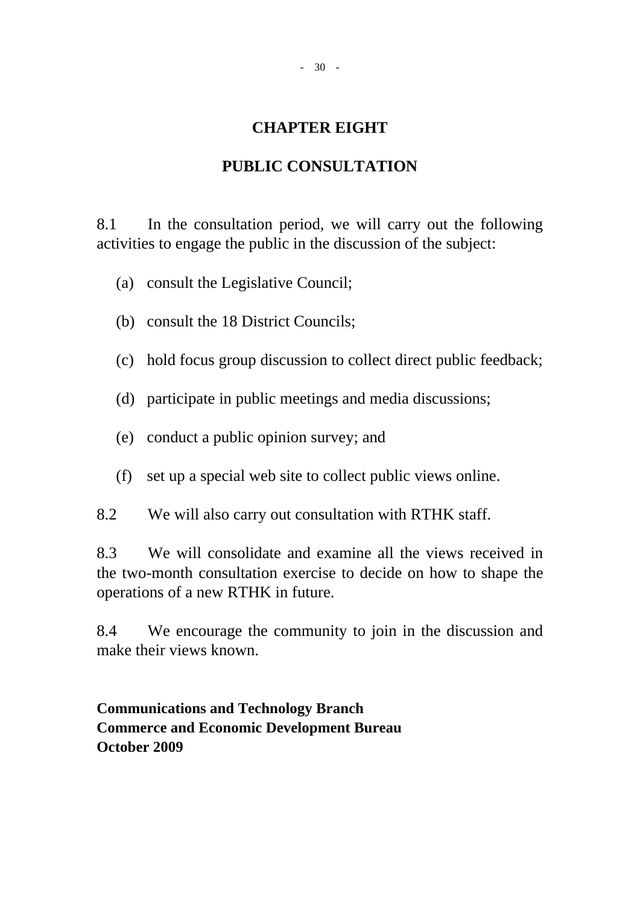# CHAPTER EIGHT

## PUBLIC CONSULTATION

8.1 In the consultation period, we will carry out the following activities to engage the public in the discussion of the subject:

(a) consult the Legislative Council;

(b) consult the 18 District Councils;

(c) hold focus group discussion to collect direct public feedback;

(d) participate in public meetings and media discussions;

(e) conduct a public opinion survey; and

(f) set up a special web site to collect public views online.

8.2 We will also carry out consultation with RTHK staff.

8.3 We will consolidate and examine all the views received in the two-month consultation exercise to decide on how to shape the operations of a new RTHK in future.

8.4 We encourage the community to join in the discussion and make their views known.

**Communications and Technology Branch**
**Commerce and Economic Development Bureau**
**October 2009**